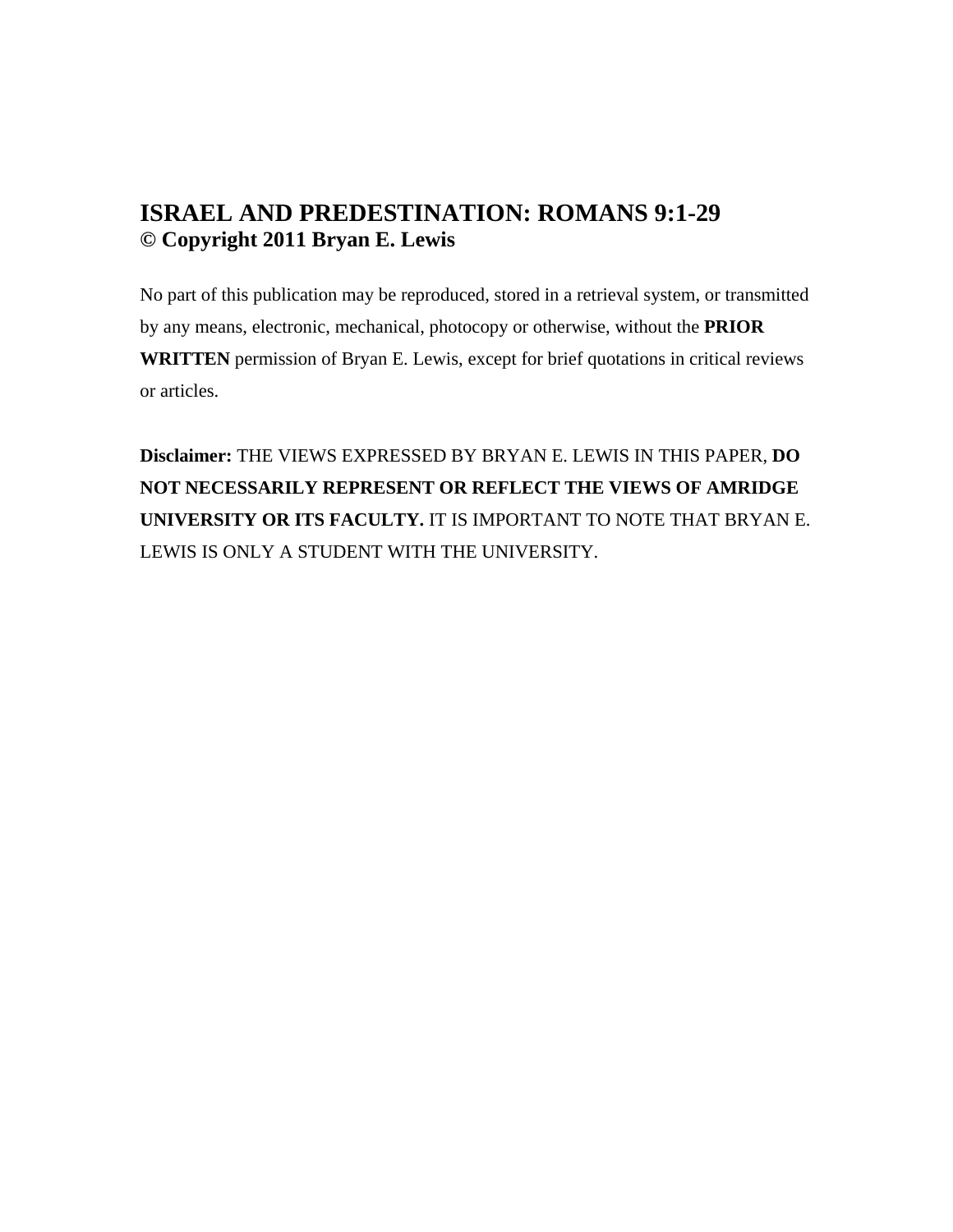# ISRAEL AND PREDESTINATION: ROMANS 9:1-29
**© Copyright 2011 Bryan E. Lewis**

No part of this publication may be reproduced, stored in a retrieval system, or transmitted by any means, electronic, mechanical, photocopy or otherwise, without the **PRIOR WRITTEN** permission of Bryan E. Lewis, except for brief quotations in critical reviews or articles.

**Disclaimer:** THE VIEWS EXPRESSED BY BRYAN E. LEWIS IN THIS PAPER, **DO NOT NECESSARILY REPRESENT OR REFLECT THE VIEWS OF AMRIDGE UNIVERSITY OR ITS FACULTY.** IT IS IMPORTANT TO NOTE THAT BRYAN E. LEWIS IS ONLY A STUDENT WITH THE UNIVERSITY.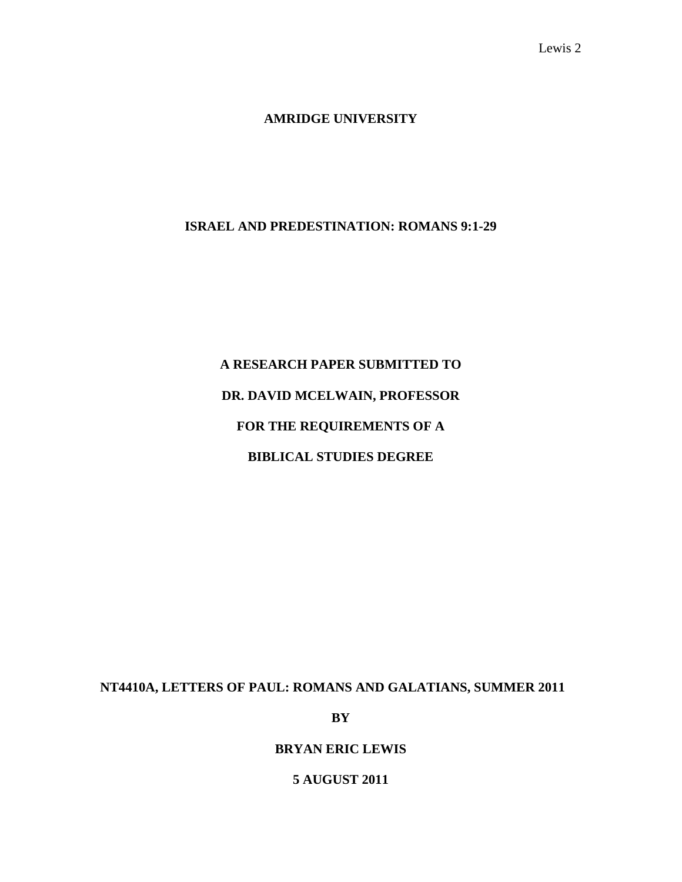**AMRIDGE UNIVERSITY**

**ISRAEL AND PREDESTINATION: ROMANS 9:1-29**

**A RESEARCH PAPER SUBMITTED TO**

**DR. DAVID MCELWAIN, PROFESSOR**

**FOR THE REQUIREMENTS OF A**

**BIBLICAL STUDIES DEGREE**

**NT4410A, LETTERS OF PAUL: ROMANS AND GALATIANS, SUMMER 2011**

**BY**

**BRYAN ERIC LEWIS**

**5 AUGUST 2011**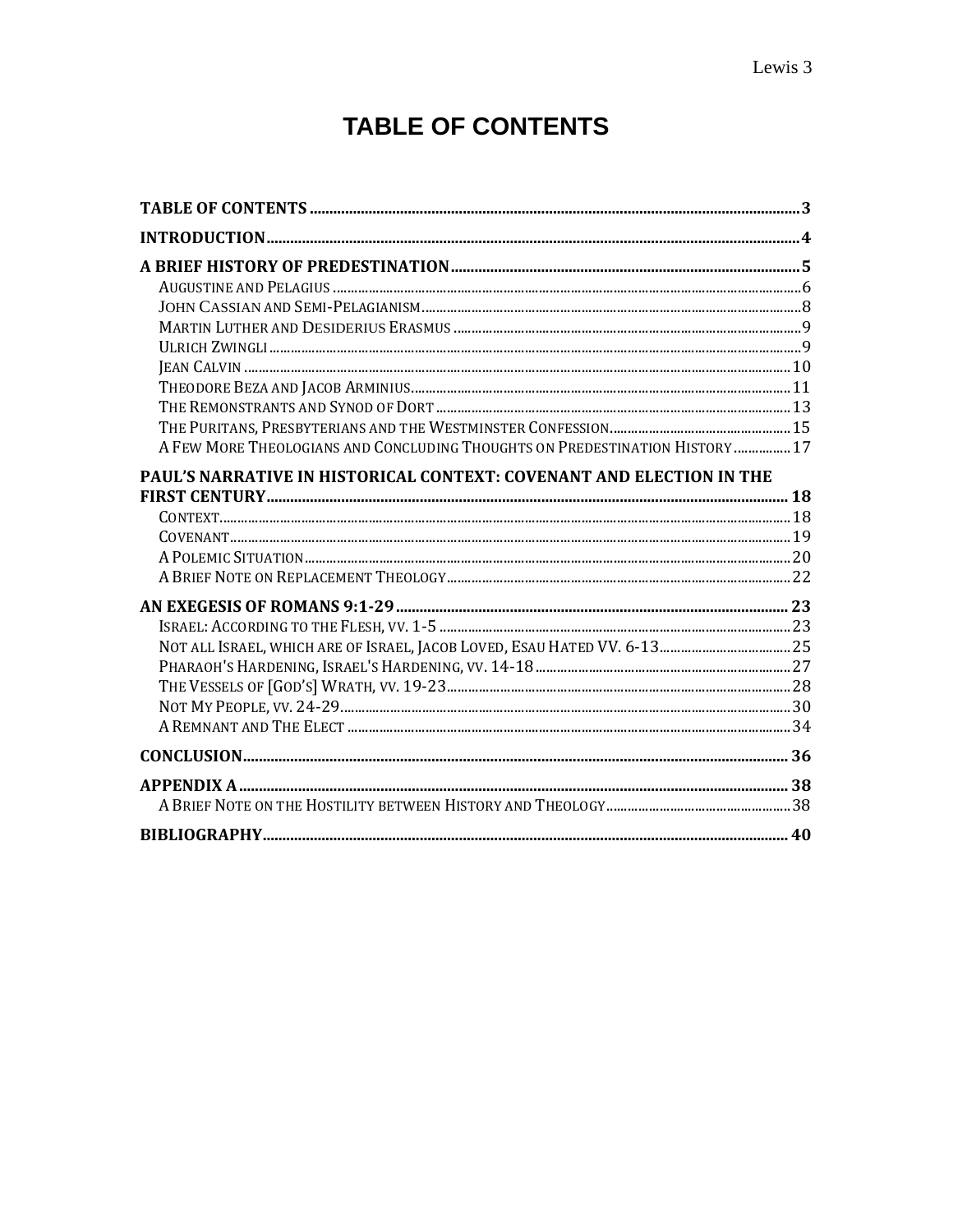# TABLE OF CONTENTS

**TABLE OF CONTENTS** ..... **3**

**INTRODUCTION** ..... **4**

**A BRIEF HISTORY OF PREDESTINATION** ..... **5**

- AUGUSTINE AND PELAGIUS ..... 6
- JOHN CASSIAN AND SEMI-PELAGIANISM ..... 8
- MARTIN LUTHER AND DESIDERIUS ERASMUS ..... 9
- ULRICH ZWINGLI ..... 9
- JEAN CALVIN ..... 10
- THEODORE BEZA AND JACOB ARMINIUS ..... 11
- THE REMONSTRANTS AND SYNOD OF DORT ..... 13
- THE PURITANS, PRESBYTERIANS AND THE WESTMINSTER CONFESSION ..... 15
- A FEW MORE THEOLOGIANS AND CONCLUDING THOUGHTS ON PREDESTINATION HISTORY ..... 17

**PAUL'S NARRATIVE IN HISTORICAL CONTEXT: COVENANT AND ELECTION IN THE FIRST CENTURY** ..... **18**

- CONTEXT ..... 18
- COVENANT ..... 19
- A POLEMIC SITUATION ..... 20
- A BRIEF NOTE ON REPLACEMENT THEOLOGY ..... 22

**AN EXEGESIS OF ROMANS 9:1-29** ..... **23**

- ISRAEL: ACCORDING TO THE FLESH, VV. 1-5 ..... 23
- NOT ALL ISRAEL, WHICH ARE OF ISRAEL, JACOB LOVED, ESAU HATED VV. 6-13 ..... 25
- PHARAOH'S HARDENING, ISRAEL'S HARDENING, VV. 14-18 ..... 27
- THE VESSELS OF [GOD'S] WRATH, VV. 19-23 ..... 28
- NOT MY PEOPLE, VV. 24-29 ..... 30
- A REMNANT AND THE ELECT ..... 34

**CONCLUSION** ..... **36**

**APPENDIX A** ..... **38**

- A BRIEF NOTE ON THE HOSTILITY BETWEEN HISTORY AND THEOLOGY ..... 38

**BIBLIOGRAPHY** ..... **40**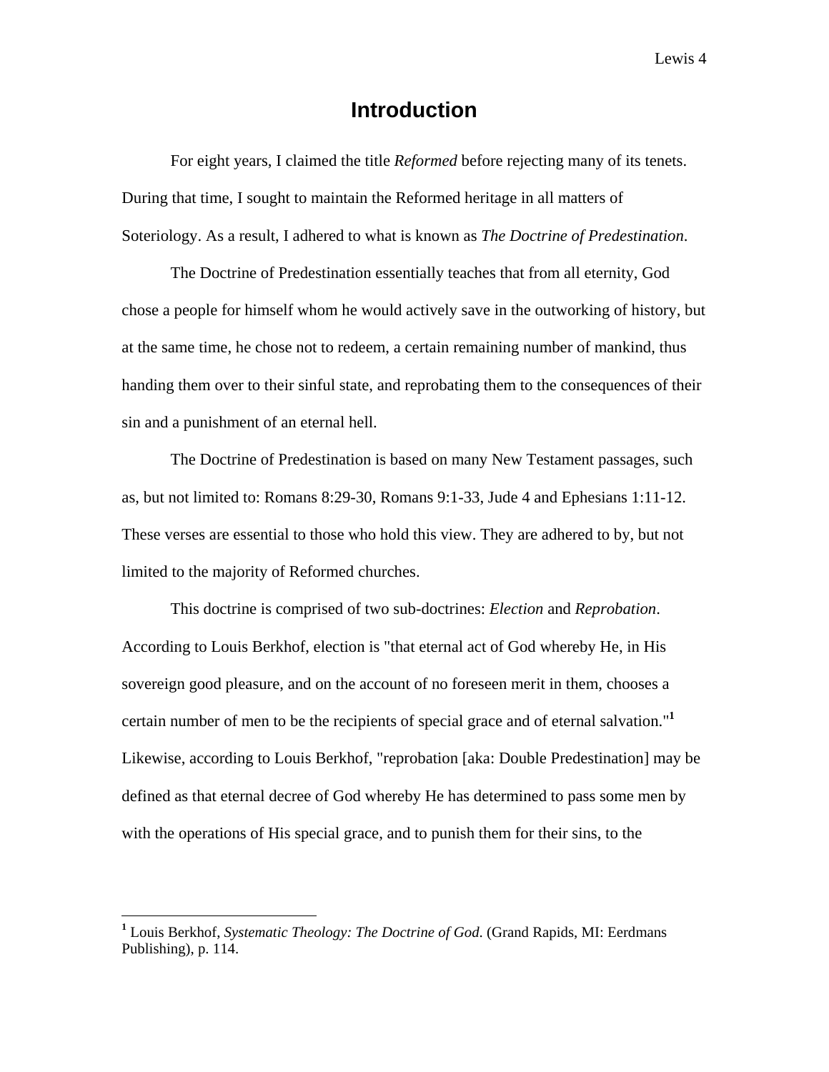# Introduction

For eight years, I claimed the title *Reformed* before rejecting many of its tenets. During that time, I sought to maintain the Reformed heritage in all matters of Soteriology. As a result, I adhered to what is known as *The Doctrine of Predestination*.

The Doctrine of Predestination essentially teaches that from all eternity, God chose a people for himself whom he would actively save in the outworking of history, but at the same time, he chose not to redeem, a certain remaining number of mankind, thus handing them over to their sinful state, and reprobating them to the consequences of their sin and a punishment of an eternal hell.

The Doctrine of Predestination is based on many New Testament passages, such as, but not limited to: Romans 8:29-30, Romans 9:1-33, Jude 4 and Ephesians 1:11-12. These verses are essential to those who hold this view. They are adhered to by, but not limited to the majority of Reformed churches.

This doctrine is comprised of two sub-doctrines: *Election* and *Reprobation*. According to Louis Berkhof, election is "that eternal act of God whereby He, in His sovereign good pleasure, and on the account of no foreseen merit in them, chooses a certain number of men to be the recipients of special grace and of eternal salvation."[1] Likewise, according to Louis Berkhof, "reprobation [aka: Double Predestination] may be defined as that eternal decree of God whereby He has determined to pass some men by with the operations of His special grace, and to punish them for their sins, to the

[1] Louis Berkhof, *Systematic Theology: The Doctrine of God.* (Grand Rapids, MI: Eerdmans Publishing), p. 114.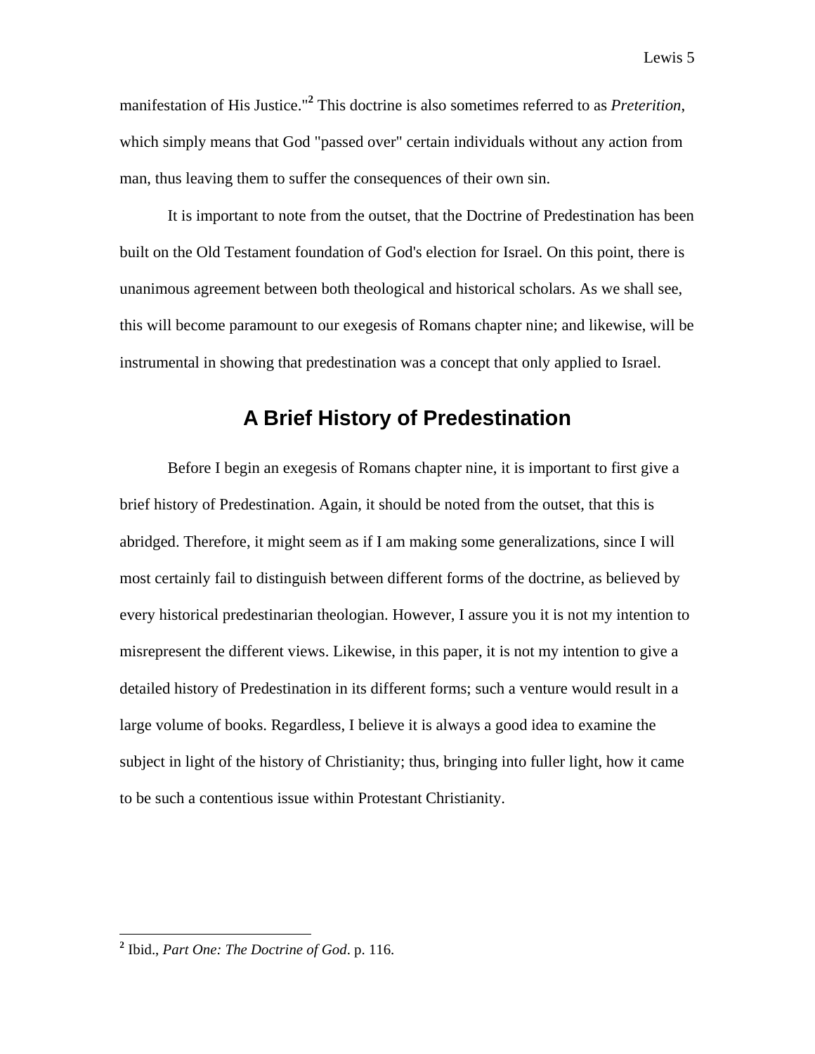manifestation of His Justice."[2] This doctrine is also sometimes referred to as *Preterition*, which simply means that God "passed over" certain individuals without any action from man, thus leaving them to suffer the consequences of their own sin.

It is important to note from the outset, that the Doctrine of Predestination has been built on the Old Testament foundation of God's election for Israel. On this point, there is unanimous agreement between both theological and historical scholars. As we shall see, this will become paramount to our exegesis of Romans chapter nine; and likewise, will be instrumental in showing that predestination was a concept that only applied to Israel.

## A Brief History of Predestination

Before I begin an exegesis of Romans chapter nine, it is important to first give a brief history of Predestination. Again, it should be noted from the outset, that this is abridged. Therefore, it might seem as if I am making some generalizations, since I will most certainly fail to distinguish between different forms of the doctrine, as believed by every historical predestinarian theologian. However, I assure you it is not my intention to misrepresent the different views. Likewise, in this paper, it is not my intention to give a detailed history of Predestination in its different forms; such a venture would result in a large volume of books. Regardless, I believe it is always a good idea to examine the subject in light of the history of Christianity; thus, bringing into fuller light, how it came to be such a contentious issue within Protestant Christianity.

---

[2] Ibid., *Part One: The Doctrine of God*. p. 116.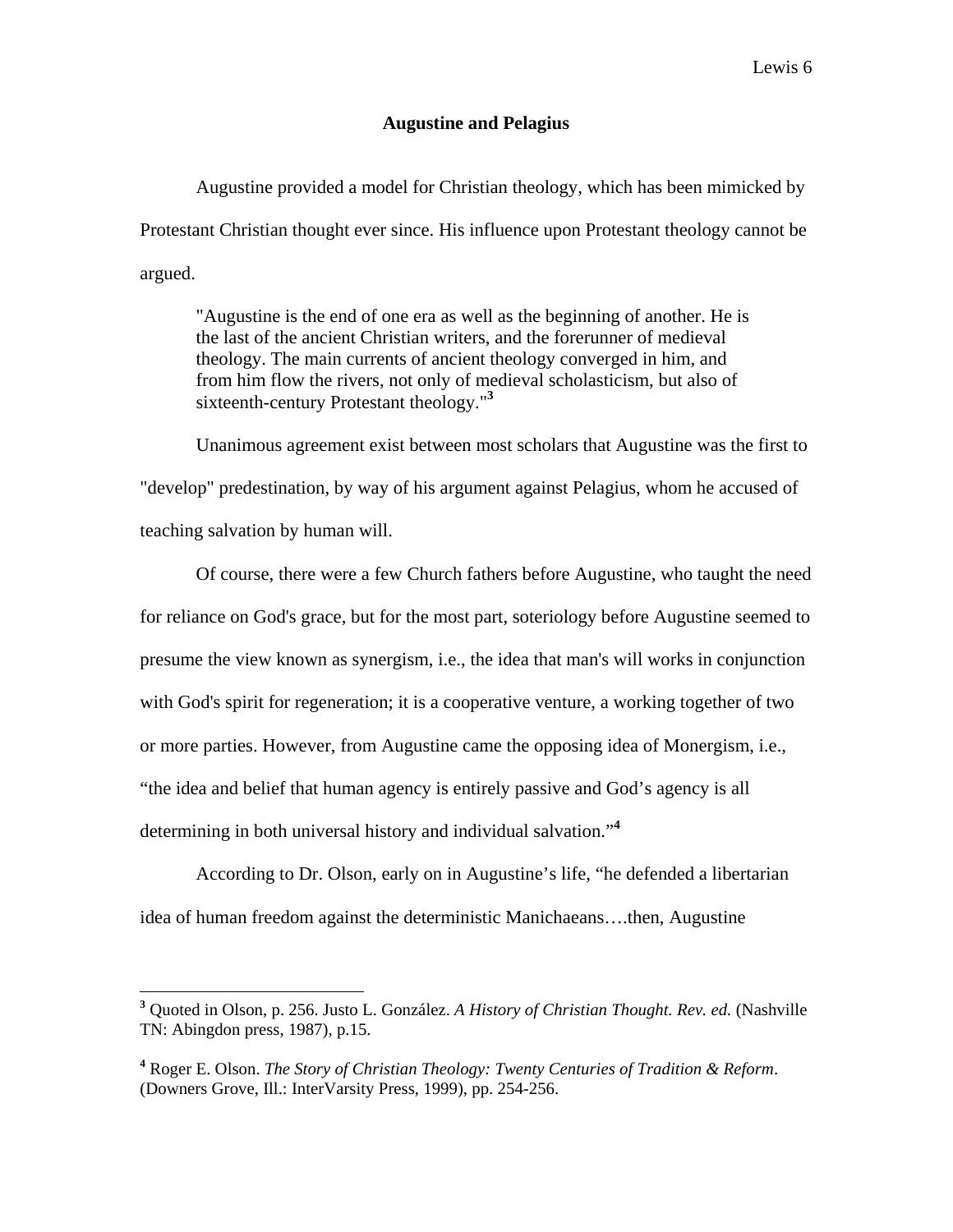## Augustine and Pelagius

Augustine provided a model for Christian theology, which has been mimicked by Protestant Christian thought ever since. His influence upon Protestant theology cannot be argued.

> "Augustine is the end of one era as well as the beginning of another. He is the last of the ancient Christian writers, and the forerunner of medieval theology. The main currents of ancient theology converged in him, and from him flow the rivers, not only of medieval scholasticism, but also of sixteenth-century Protestant theology."[3]

Unanimous agreement exist between most scholars that Augustine was the first to "develop" predestination, by way of his argument against Pelagius, whom he accused of teaching salvation by human will.

Of course, there were a few Church fathers before Augustine, who taught the need for reliance on God's grace, but for the most part, soteriology before Augustine seemed to presume the view known as synergism, i.e., the idea that man's will works in conjunction with God's spirit for regeneration; it is a cooperative venture, a working together of two or more parties. However, from Augustine came the opposing idea of Monergism, i.e., "the idea and belief that human agency is entirely passive and God's agency is all determining in both universal history and individual salvation."[4]

According to Dr. Olson, early on in Augustine's life, "he defended a libertarian idea of human freedom against the deterministic Manichaeans….then, Augustine

---

[3] Quoted in Olson, p. 256. Justo L. González. *A History of Christian Thought. Rev. ed.* (Nashville TN: Abingdon press, 1987), p.15.

[4] Roger E. Olson. *The Story of Christian Theology: Twenty Centuries of Tradition & Reform*. (Downers Grove, Ill.: InterVarsity Press, 1999), pp. 254-256.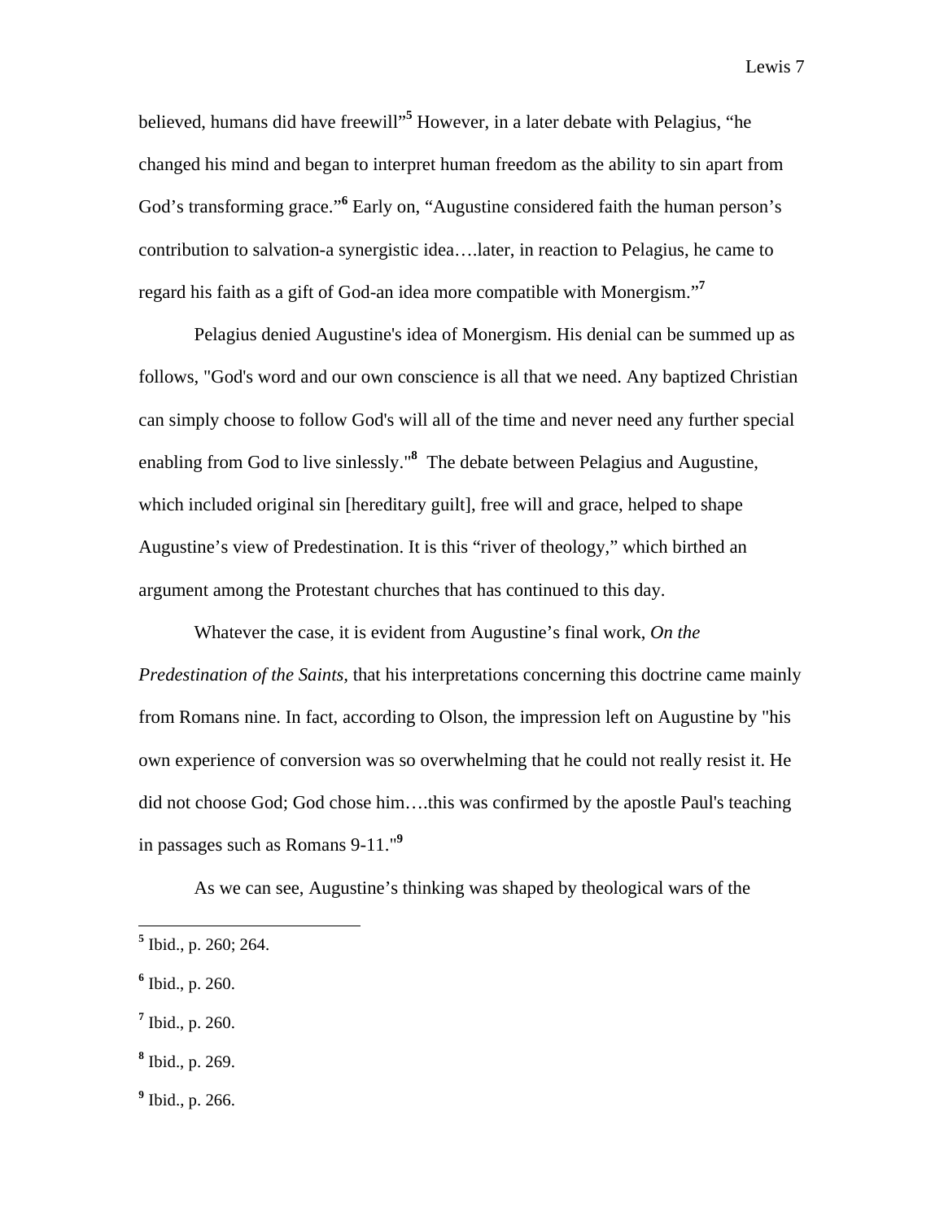believed, humans did have freewill"[5] However, in a later debate with Pelagius, "he changed his mind and began to interpret human freedom as the ability to sin apart from God's transforming grace."[6] Early on, "Augustine considered faith the human person's contribution to salvation-a synergistic idea….later, in reaction to Pelagius, he came to regard his faith as a gift of God-an idea more compatible with Monergism."[7]

Pelagius denied Augustine's idea of Monergism. His denial can be summed up as follows, "God's word and our own conscience is all that we need. Any baptized Christian can simply choose to follow God's will all of the time and never need any further special enabling from God to live sinlessly."[8] The debate between Pelagius and Augustine, which included original sin [hereditary guilt], free will and grace, helped to shape Augustine's view of Predestination. It is this "river of theology," which birthed an argument among the Protestant churches that has continued to this day.

Whatever the case, it is evident from Augustine's final work, *On the Predestination of the Saints*, that his interpretations concerning this doctrine came mainly from Romans nine. In fact, according to Olson, the impression left on Augustine by "his own experience of conversion was so overwhelming that he could not really resist it. He did not choose God; God chose him….this was confirmed by the apostle Paul's teaching in passages such as Romans 9-11."[9]

As we can see, Augustine's thinking was shaped by theological wars of the

---

[5] Ibid., p. 260; 264.

[6] Ibid., p. 260.

[7] Ibid., p. 260.

[8] Ibid., p. 269.

[9] Ibid., p. 266.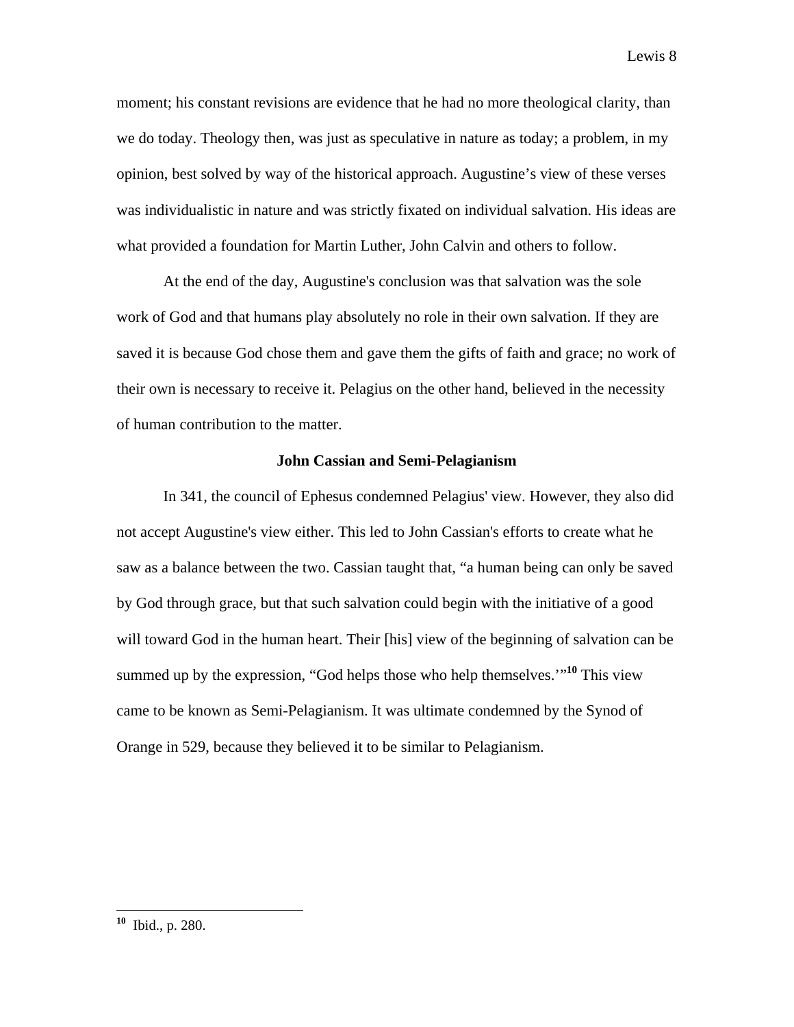moment; his constant revisions are evidence that he had no more theological clarity, than we do today. Theology then, was just as speculative in nature as today; a problem, in my opinion, best solved by way of the historical approach. Augustine's view of these verses was individualistic in nature and was strictly fixated on individual salvation. His ideas are what provided a foundation for Martin Luther, John Calvin and others to follow.

At the end of the day, Augustine's conclusion was that salvation was the sole work of God and that humans play absolutely no role in their own salvation. If they are saved it is because God chose them and gave them the gifts of faith and grace; no work of their own is necessary to receive it. Pelagius on the other hand, believed in the necessity of human contribution to the matter.

### John Cassian and Semi-Pelagianism

In 341, the council of Ephesus condemned Pelagius' view. However, they also did not accept Augustine's view either. This led to John Cassian's efforts to create what he saw as a balance between the two. Cassian taught that, "a human being can only be saved by God through grace, but that such salvation could begin with the initiative of a good will toward God in the human heart. Their [his] view of the beginning of salvation can be summed up by the expression, "God helps those who help themselves.'"[10] This view came to be known as Semi-Pelagianism. It was ultimate condemned by the Synod of Orange in 529, because they believed it to be similar to Pelagianism.

---

[10] Ibid., p. 280.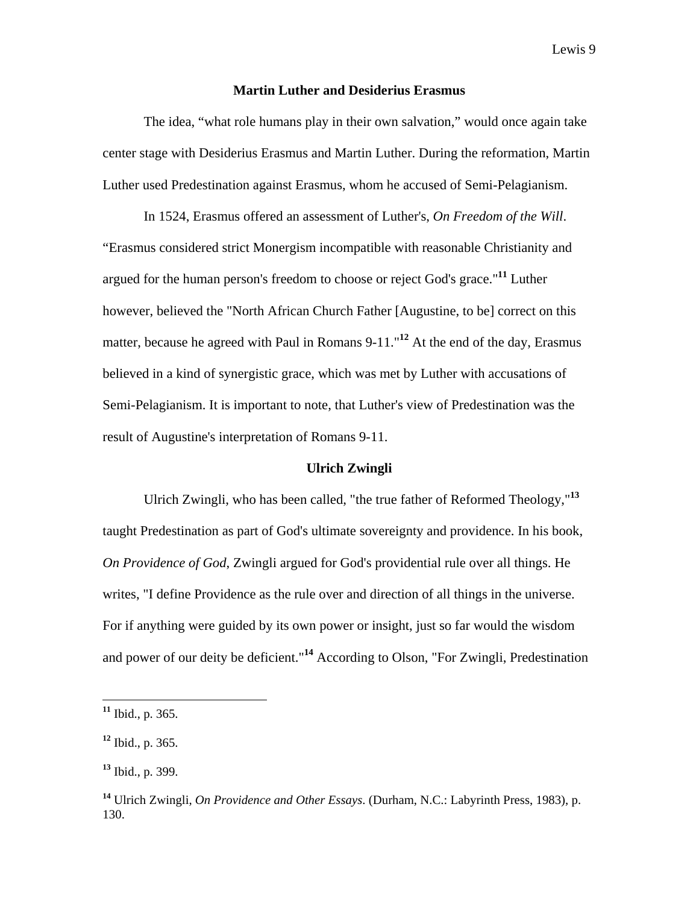## Martin Luther and Desiderius Erasmus

The idea, “what role humans play in their own salvation,” would once again take center stage with Desiderius Erasmus and Martin Luther. During the reformation, Martin Luther used Predestination against Erasmus, whom he accused of Semi-Pelagianism.

In 1524, Erasmus offered an assessment of Luther's, *On Freedom of the Will*. “Erasmus considered strict Monergism incompatible with reasonable Christianity and argued for the human person's freedom to choose or reject God's grace."[11] Luther however, believed the "North African Church Father [Augustine, to be] correct on this matter, because he agreed with Paul in Romans 9-11."[12] At the end of the day, Erasmus believed in a kind of synergistic grace, which was met by Luther with accusations of Semi-Pelagianism. It is important to note, that Luther's view of Predestination was the result of Augustine's interpretation of Romans 9-11.

## Ulrich Zwingli

Ulrich Zwingli, who has been called, "the true father of Reformed Theology,"[13] taught Predestination as part of God's ultimate sovereignty and providence. In his book, *On Providence of God*, Zwingli argued for God's providential rule over all things. He writes, "I define Providence as the rule over and direction of all things in the universe. For if anything were guided by its own power or insight, just so far would the wisdom and power of our deity be deficient."[14] According to Olson, "For Zwingli, Predestination

---

[11] Ibid., p. 365.

[12] Ibid., p. 365.

[13] Ibid., p. 399.

[14] Ulrich Zwingli, *On Providence and Other Essays*. (Durham, N.C.: Labyrinth Press, 1983), p. 130.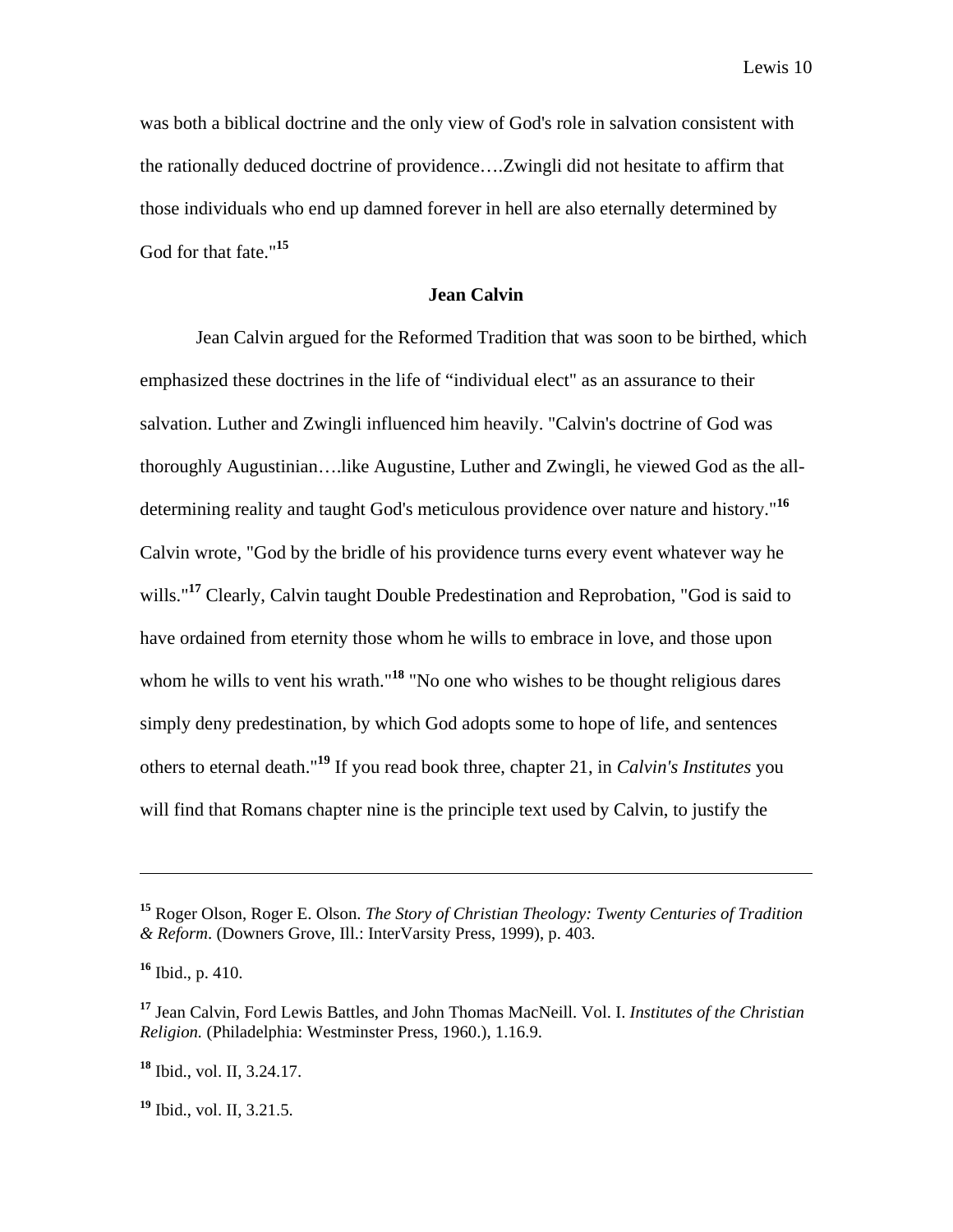was both a biblical doctrine and the only view of God's role in salvation consistent with the rationally deduced doctrine of providence….Zwingli did not hesitate to affirm that those individuals who end up damned forever in hell are also eternally determined by God for that fate."[15]

### Jean Calvin

Jean Calvin argued for the Reformed Tradition that was soon to be birthed, which emphasized these doctrines in the life of "individual elect" as an assurance to their salvation. Luther and Zwingli influenced him heavily. "Calvin's doctrine of God was thoroughly Augustinian….like Augustine, Luther and Zwingli, he viewed God as the all-determining reality and taught God's meticulous providence over nature and history."[16] Calvin wrote, "God by the bridle of his providence turns every event whatever way he wills."[17] Clearly, Calvin taught Double Predestination and Reprobation, "God is said to have ordained from eternity those whom he wills to embrace in love, and those upon whom he wills to vent his wrath."[18] "No one who wishes to be thought religious dares simply deny predestination, by which God adopts some to hope of life, and sentences others to eternal death."[19] If you read book three, chapter 21, in *Calvin's Institutes* you will find that Romans chapter nine is the principle text used by Calvin, to justify the

---

[15] Roger Olson, Roger E. Olson. *The Story of Christian Theology: Twenty Centuries of Tradition & Reform*. (Downers Grove, Ill.: InterVarsity Press, 1999), p. 403.

[16] Ibid., p. 410.

[17] Jean Calvin, Ford Lewis Battles, and John Thomas MacNeill. Vol. I. *Institutes of the Christian Religion.* (Philadelphia: Westminster Press, 1960.), 1.16.9.

[18] Ibid., vol. II, 3.24.17.

[19] Ibid., vol. II, 3.21.5.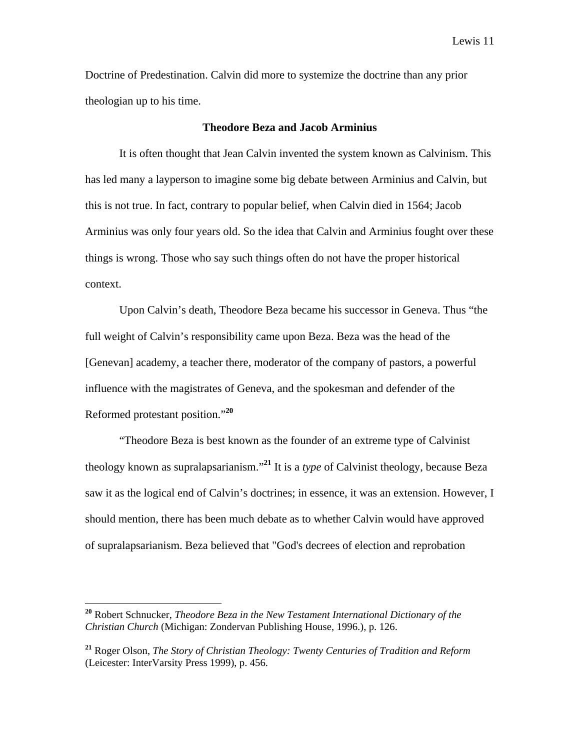Doctrine of Predestination. Calvin did more to systemize the doctrine than any prior theologian up to his time.

## Theodore Beza and Jacob Arminius

It is often thought that Jean Calvin invented the system known as Calvinism. This has led many a layperson to imagine some big debate between Arminius and Calvin, but this is not true. In fact, contrary to popular belief, when Calvin died in 1564; Jacob Arminius was only four years old. So the idea that Calvin and Arminius fought over these things is wrong. Those who say such things often do not have the proper historical context.

Upon Calvin's death, Theodore Beza became his successor in Geneva. Thus "the full weight of Calvin's responsibility came upon Beza. Beza was the head of the [Genevan] academy, a teacher there, moderator of the company of pastors, a powerful influence with the magistrates of Geneva, and the spokesman and defender of the Reformed protestant position."[20]

"Theodore Beza is best known as the founder of an extreme type of Calvinist theology known as supralapsarianism."[21] It is a *type* of Calvinist theology, because Beza saw it as the logical end of Calvin's doctrines; in essence, it was an extension. However, I should mention, there has been much debate as to whether Calvin would have approved of supralapsarianism. Beza believed that "God's decrees of election and reprobation

---

[20] Robert Schnucker, *Theodore Beza in the New Testament International Dictionary of the Christian Church* (Michigan: Zondervan Publishing House, 1996.), p. 126.

[21] Roger Olson, *The Story of Christian Theology: Twenty Centuries of Tradition and Reform* (Leicester: InterVarsity Press 1999), p. 456.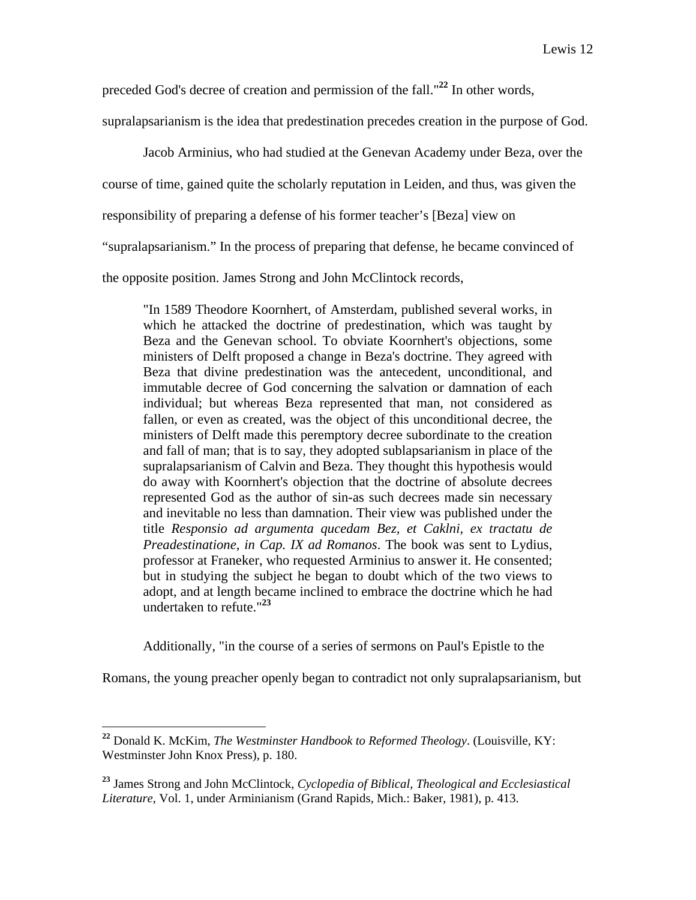preceded God's decree of creation and permission of the fall."[22] In other words, supralapsarianism is the idea that predestination precedes creation in the purpose of God.

Jacob Arminius, who had studied at the Genevan Academy under Beza, over the course of time, gained quite the scholarly reputation in Leiden, and thus, was given the responsibility of preparing a defense of his former teacher's [Beza] view on "supralapsarianism." In the process of preparing that defense, he became convinced of the opposite position. James Strong and John McClintock records,

> "In 1589 Theodore Koornhert, of Amsterdam, published several works, in which he attacked the doctrine of predestination, which was taught by Beza and the Genevan school. To obviate Koornhert's objections, some ministers of Delft proposed a change in Beza's doctrine. They agreed with Beza that divine predestination was the antecedent, unconditional, and immutable decree of God concerning the salvation or damnation of each individual; but whereas Beza represented that man, not considered as fallen, or even as created, was the object of this unconditional decree, the ministers of Delft made this peremptory decree subordinate to the creation and fall of man; that is to say, they adopted sublapsarianism in place of the supralapsarianism of Calvin and Beza. They thought this hypothesis would do away with Koornhert's objection that the doctrine of absolute decrees represented God as the author of sin-as such decrees made sin necessary and inevitable no less than damnation. Their view was published under the title *Responsio ad argumenta qucedam Bez, et Caklni, ex tractatu de Preadestinatione, in Cap. IX ad Romanos*. The book was sent to Lydius, professor at Franeker, who requested Arminius to answer it. He consented; but in studying the subject he began to doubt which of the two views to adopt, and at length became inclined to embrace the doctrine which he had undertaken to refute."[23]

Additionally, "in the course of a series of sermons on Paul's Epistle to the Romans, the young preacher openly began to contradict not only supralapsarianism, but

---

[22] Donald K. McKim, *The Westminster Handbook to Reformed Theology*. (Louisville, KY: Westminster John Knox Press), p. 180.

[23] James Strong and John McClintock, *Cyclopedia of Biblical, Theological and Ecclesiastical Literature*, Vol. 1, under Arminianism (Grand Rapids, Mich.: Baker, 1981), p. 413.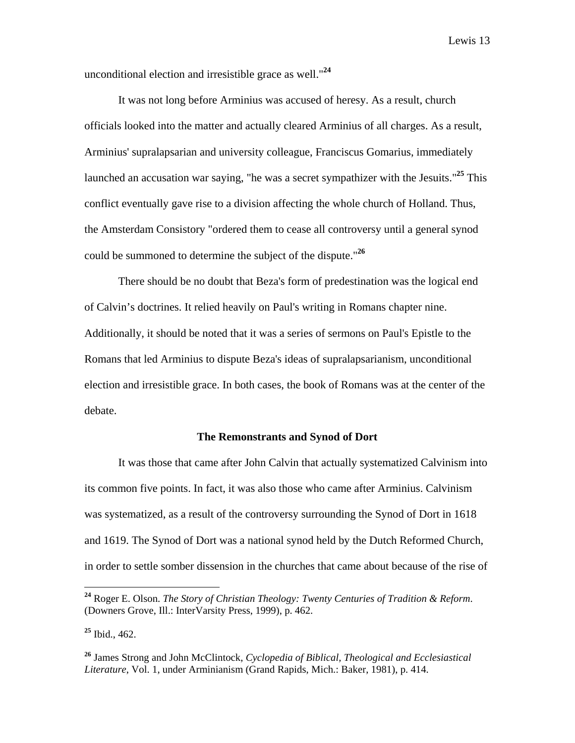unconditional election and irresistible grace as well."[24]

It was not long before Arminius was accused of heresy. As a result, church officials looked into the matter and actually cleared Arminius of all charges. As a result, Arminius' supralapsarian and university colleague, Franciscus Gomarius, immediately launched an accusation war saying, "he was a secret sympathizer with the Jesuits."[25] This conflict eventually gave rise to a division affecting the whole church of Holland. Thus, the Amsterdam Consistory "ordered them to cease all controversy until a general synod could be summoned to determine the subject of the dispute."[26]

There should be no doubt that Beza's form of predestination was the logical end of Calvin's doctrines. It relied heavily on Paul's writing in Romans chapter nine. Additionally, it should be noted that it was a series of sermons on Paul's Epistle to the Romans that led Arminius to dispute Beza's ideas of supralapsarianism, unconditional election and irresistible grace. In both cases, the book of Romans was at the center of the debate.

### The Remonstrants and Synod of Dort

It was those that came after John Calvin that actually systematized Calvinism into its common five points. In fact, it was also those who came after Arminius. Calvinism was systematized, as a result of the controversy surrounding the Synod of Dort in 1618 and 1619. The Synod of Dort was a national synod held by the Dutch Reformed Church, in order to settle somber dissension in the churches that came about because of the rise of

---

[24] Roger E. Olson. *The Story of Christian Theology: Twenty Centuries of Tradition & Reform*. (Downers Grove, Ill.: InterVarsity Press, 1999), p. 462.

[25] Ibid., 462.

[26] James Strong and John McClintock, *Cyclopedia of Biblical, Theological and Ecclesiastical Literature*, Vol. 1, under Arminianism (Grand Rapids, Mich.: Baker, 1981), p. 414.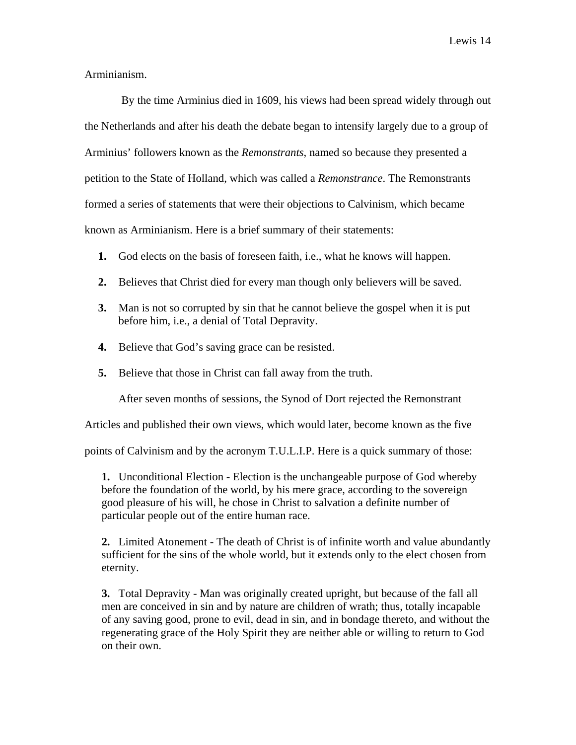Arminianism.

By the time Arminius died in 1609, his views had been spread widely through out the Netherlands and after his death the debate began to intensify largely due to a group of Arminius' followers known as the *Remonstrants*, named so because they presented a petition to the State of Holland, which was called a *Remonstrance*. The Remonstrants formed a series of statements that were their objections to Calvinism, which became known as Arminianism. Here is a brief summary of their statements:

1. God elects on the basis of foreseen faith, i.e., what he knows will happen.
2. Believes that Christ died for every man though only believers will be saved.
3. Man is not so corrupted by sin that he cannot believe the gospel when it is put before him, i.e., a denial of Total Depravity.
4. Believe that God's saving grace can be resisted.
5. Believe that those in Christ can fall away from the truth.

After seven months of sessions, the Synod of Dort rejected the Remonstrant Articles and published their own views, which would later, become known as the five points of Calvinism and by the acronym T.U.L.I.P. Here is a quick summary of those:

> **1.** Unconditional Election - Election is the unchangeable purpose of God whereby before the foundation of the world, by his mere grace, according to the sovereign good pleasure of his will, he chose in Christ to salvation a definite number of particular people out of the entire human race.
>
> **2.** Limited Atonement - The death of Christ is of infinite worth and value abundantly sufficient for the sins of the whole world, but it extends only to the elect chosen from eternity.
>
> **3.** Total Depravity - Man was originally created upright, but because of the fall all men are conceived in sin and by nature are children of wrath; thus, totally incapable of any saving good, prone to evil, dead in sin, and in bondage thereto, and without the regenerating grace of the Holy Spirit they are neither able or willing to return to God on their own.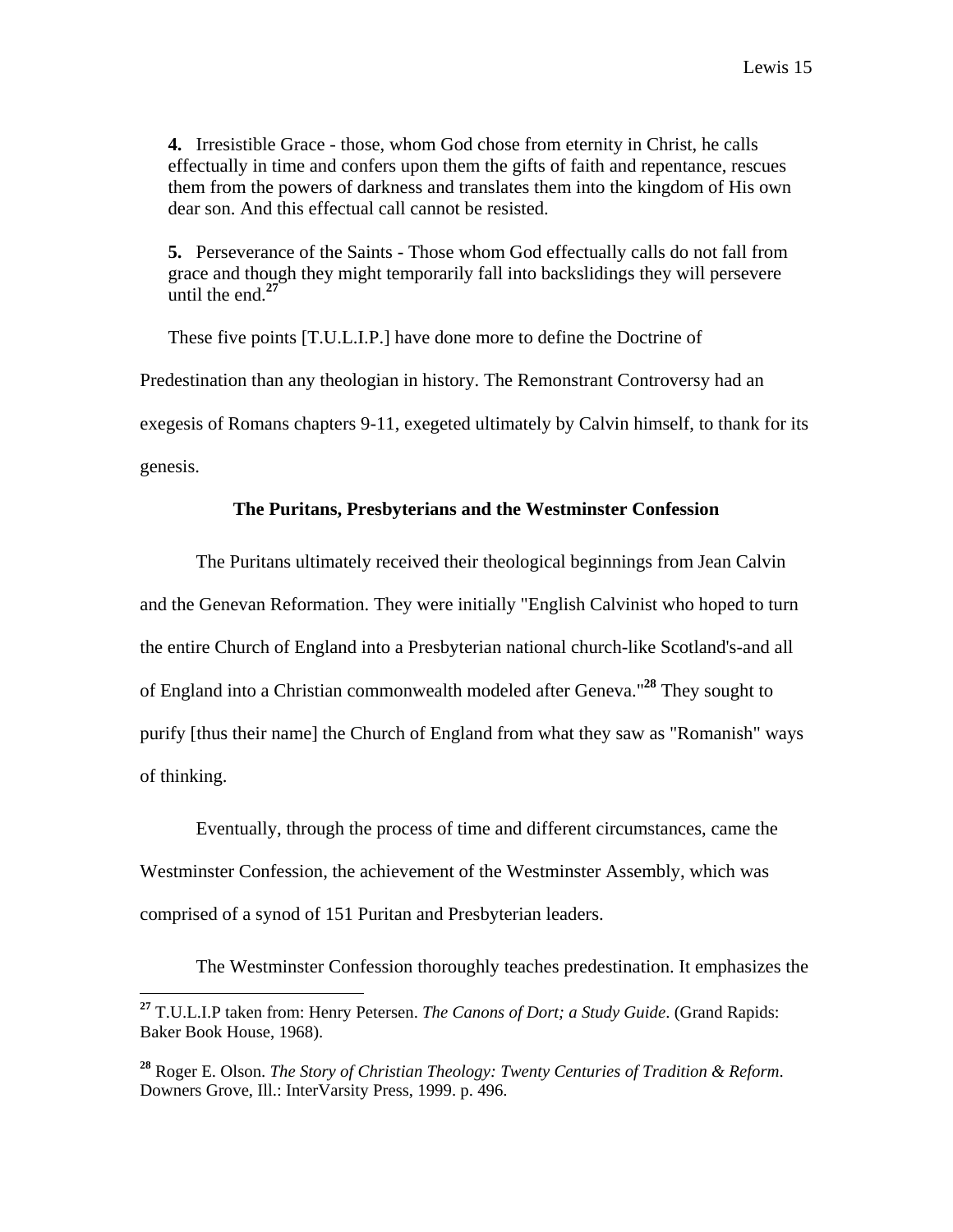**4.** Irresistible Grace - those, whom God chose from eternity in Christ, he calls effectually in time and confers upon them the gifts of faith and repentance, rescues them from the powers of darkness and translates them into the kingdom of His own dear son. And this effectual call cannot be resisted.

**5.** Perseverance of the Saints - Those whom God effectually calls do not fall from grace and though they might temporarily fall into backslidings they will persevere until the end.[27]

These five points [T.U.L.I.P.] have done more to define the Doctrine of Predestination than any theologian in history. The Remonstrant Controversy had an exegesis of Romans chapters 9-11, exegeted ultimately by Calvin himself, to thank for its genesis.

### The Puritans, Presbyterians and the Westminster Confession

The Puritans ultimately received their theological beginnings from Jean Calvin and the Genevan Reformation. They were initially "English Calvinist who hoped to turn the entire Church of England into a Presbyterian national church-like Scotland's-and all of England into a Christian commonwealth modeled after Geneva."[28] They sought to purify [thus their name] the Church of England from what they saw as "Romanish" ways of thinking.

Eventually, through the process of time and different circumstances, came the Westminster Confession, the achievement of the Westminster Assembly, which was comprised of a synod of 151 Puritan and Presbyterian leaders.

The Westminster Confession thoroughly teaches predestination. It emphasizes the

---

[27] T.U.L.I.P taken from: Henry Petersen. *The Canons of Dort; a Study Guide*. (Grand Rapids: Baker Book House, 1968).

[28] Roger E. Olson. *The Story of Christian Theology: Twenty Centuries of Tradition & Reform*. Downers Grove, Ill.: InterVarsity Press, 1999. p. 496.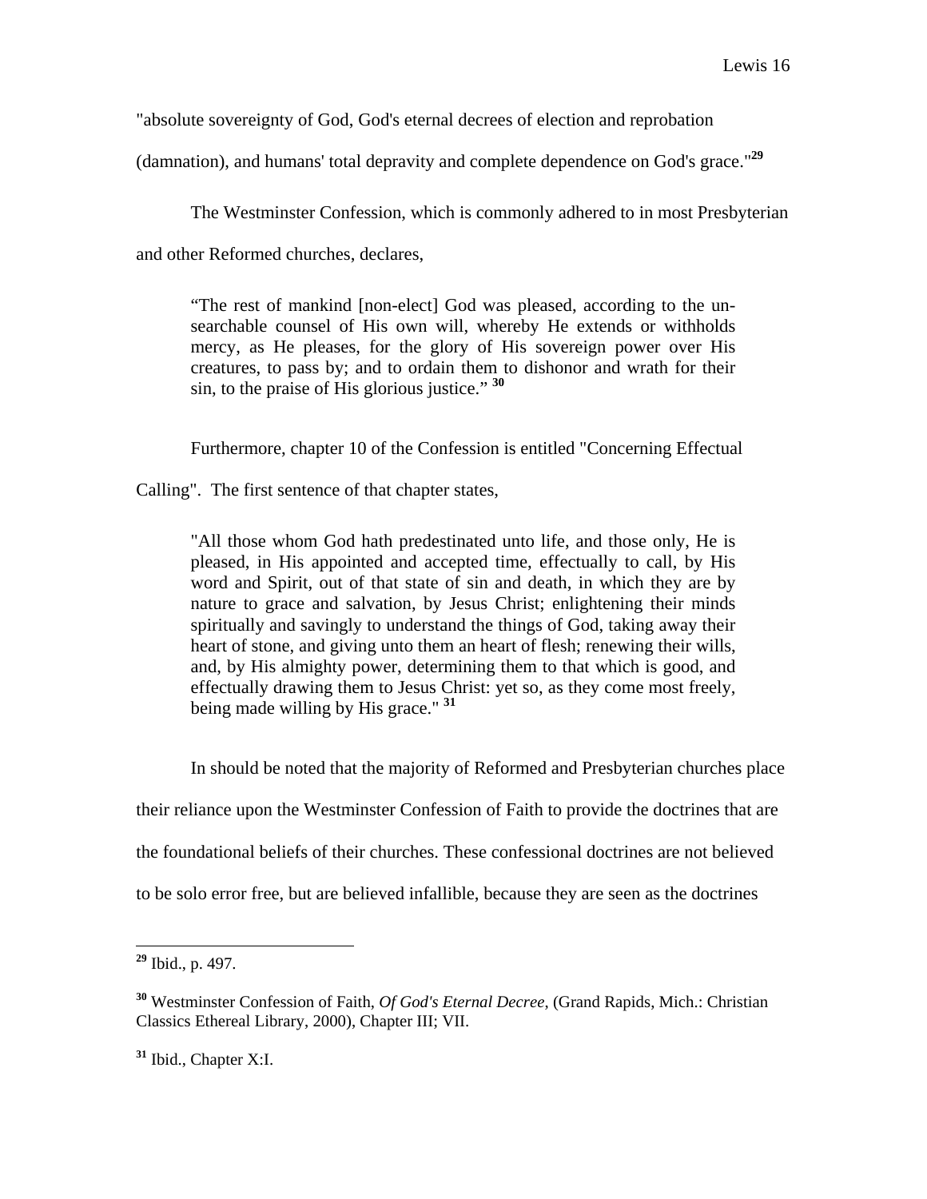"absolute sovereignty of God, God's eternal decrees of election and reprobation (damnation), and humans' total depravity and complete dependence on God's grace."[29]

The Westminster Confession, which is commonly adhered to in most Presbyterian and other Reformed churches, declares,

> "The rest of mankind [non-elect] God was pleased, according to the unsearchable counsel of His own will, whereby He extends or withholds mercy, as He pleases, for the glory of His sovereign power over His creatures, to pass by; and to ordain them to dishonor and wrath for their sin, to the praise of His glorious justice." [30]

Furthermore, chapter 10 of the Confession is entitled "Concerning Effectual Calling". The first sentence of that chapter states,

> "All those whom God hath predestinated unto life, and those only, He is pleased, in His appointed and accepted time, effectually to call, by His word and Spirit, out of that state of sin and death, in which they are by nature to grace and salvation, by Jesus Christ; enlightening their minds spiritually and savingly to understand the things of God, taking away their heart of stone, and giving unto them an heart of flesh; renewing their wills, and, by His almighty power, determining them to that which is good, and effectually drawing them to Jesus Christ: yet so, as they come most freely, being made willing by His grace." [31]

In should be noted that the majority of Reformed and Presbyterian churches place their reliance upon the Westminster Confession of Faith to provide the doctrines that are the foundational beliefs of their churches. These confessional doctrines are not believed to be solo error free, but are believed infallible, because they are seen as the doctrines

---

[29] Ibid., p. 497.

[30] Westminster Confession of Faith, *Of God's Eternal Decree*, (Grand Rapids, Mich.: Christian Classics Ethereal Library, 2000), Chapter III; VII.

[31] Ibid., Chapter X:I.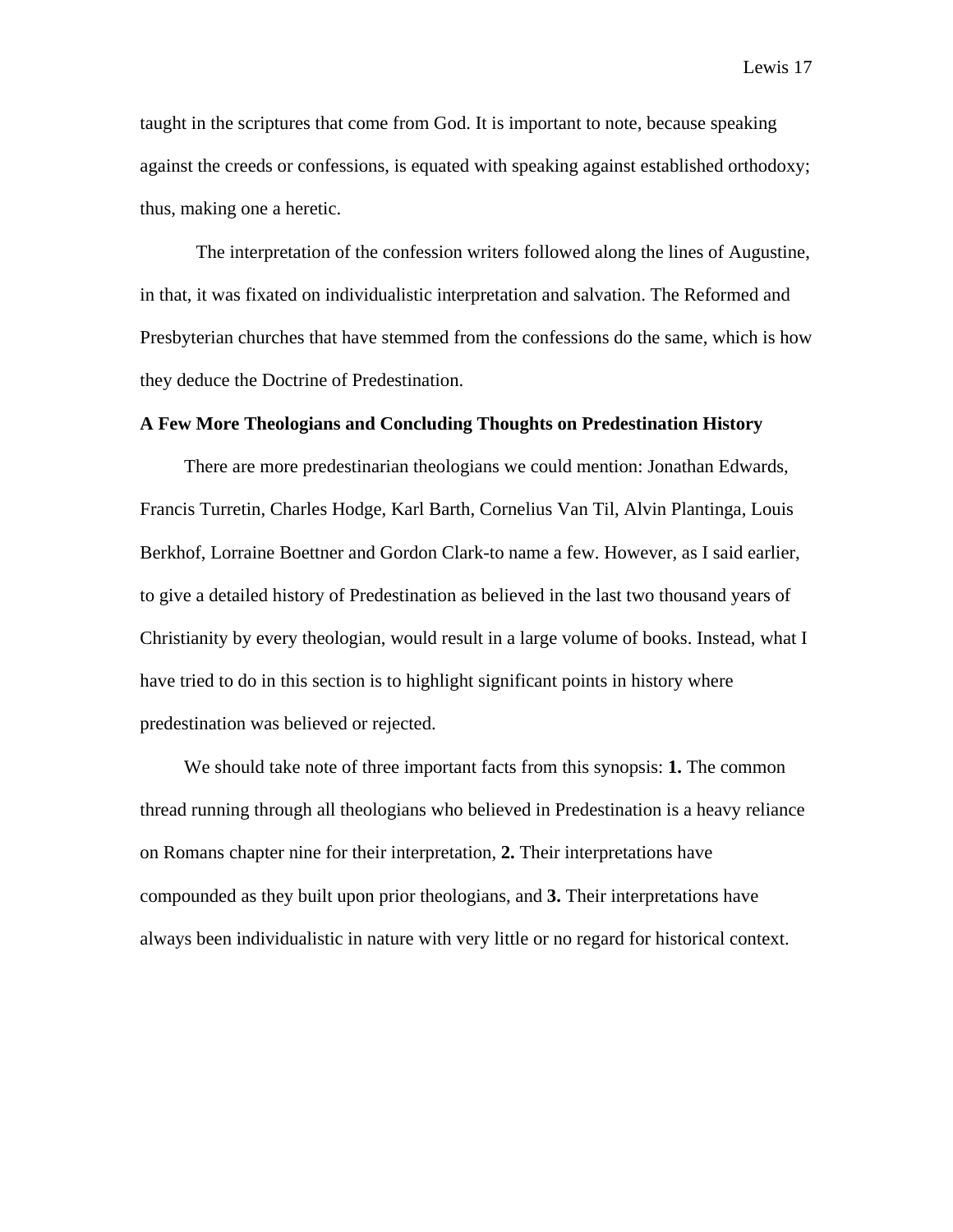taught in the scriptures that come from God. It is important to note, because speaking against the creeds or confessions, is equated with speaking against established orthodoxy; thus, making one a heretic.

The interpretation of the confession writers followed along the lines of Augustine, in that, it was fixated on individualistic interpretation and salvation. The Reformed and Presbyterian churches that have stemmed from the confessions do the same, which is how they deduce the Doctrine of Predestination.

**A Few More Theologians and Concluding Thoughts on Predestination History**

There are more predestinarian theologians we could mention: Jonathan Edwards, Francis Turretin, Charles Hodge, Karl Barth, Cornelius Van Til, Alvin Plantinga, Louis Berkhof, Lorraine Boettner and Gordon Clark-to name a few. However, as I said earlier, to give a detailed history of Predestination as believed in the last two thousand years of Christianity by every theologian, would result in a large volume of books. Instead, what I have tried to do in this section is to highlight significant points in history where predestination was believed or rejected.

We should take note of three important facts from this synopsis: **1.** The common thread running through all theologians who believed in Predestination is a heavy reliance on Romans chapter nine for their interpretation, **2.** Their interpretations have compounded as they built upon prior theologians, and **3.** Their interpretations have always been individualistic in nature with very little or no regard for historical context.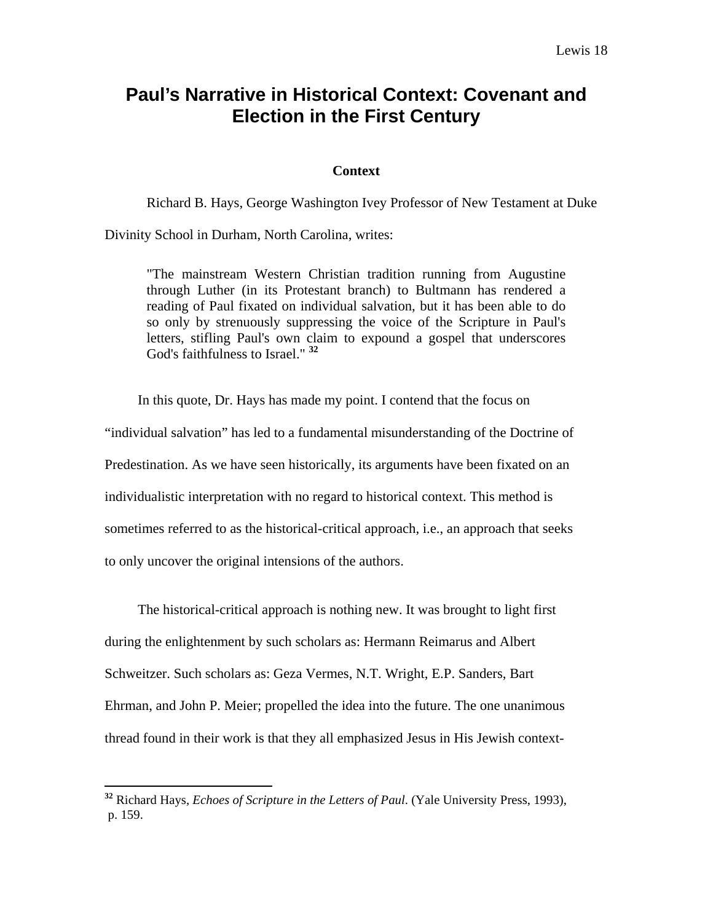# Paul's Narrative in Historical Context: Covenant and Election in the First Century

### Context

Richard B. Hays, George Washington Ivey Professor of New Testament at Duke Divinity School in Durham, North Carolina, writes:

> "The mainstream Western Christian tradition running from Augustine through Luther (in its Protestant branch) to Bultmann has rendered a reading of Paul fixated on individual salvation, but it has been able to do so only by strenuously suppressing the voice of the Scripture in Paul's letters, stifling Paul's own claim to expound a gospel that underscores God's faithfulness to Israel." [32]

In this quote, Dr. Hays has made my point. I contend that the focus on "individual salvation" has led to a fundamental misunderstanding of the Doctrine of Predestination. As we have seen historically, its arguments have been fixated on an individualistic interpretation with no regard to historical context. This method is sometimes referred to as the historical-critical approach, i.e., an approach that seeks to only uncover the original intensions of the authors.

The historical-critical approach is nothing new. It was brought to light first during the enlightenment by such scholars as: Hermann Reimarus and Albert Schweitzer. Such scholars as: Geza Vermes, N.T. Wright, E.P. Sanders, Bart Ehrman, and John P. Meier; propelled the idea into the future. The one unanimous thread found in their work is that they all emphasized Jesus in His Jewish context-

---

[32] Richard Hays, *Echoes of Scripture in the Letters of Paul*. (Yale University Press, 1993), p. 159.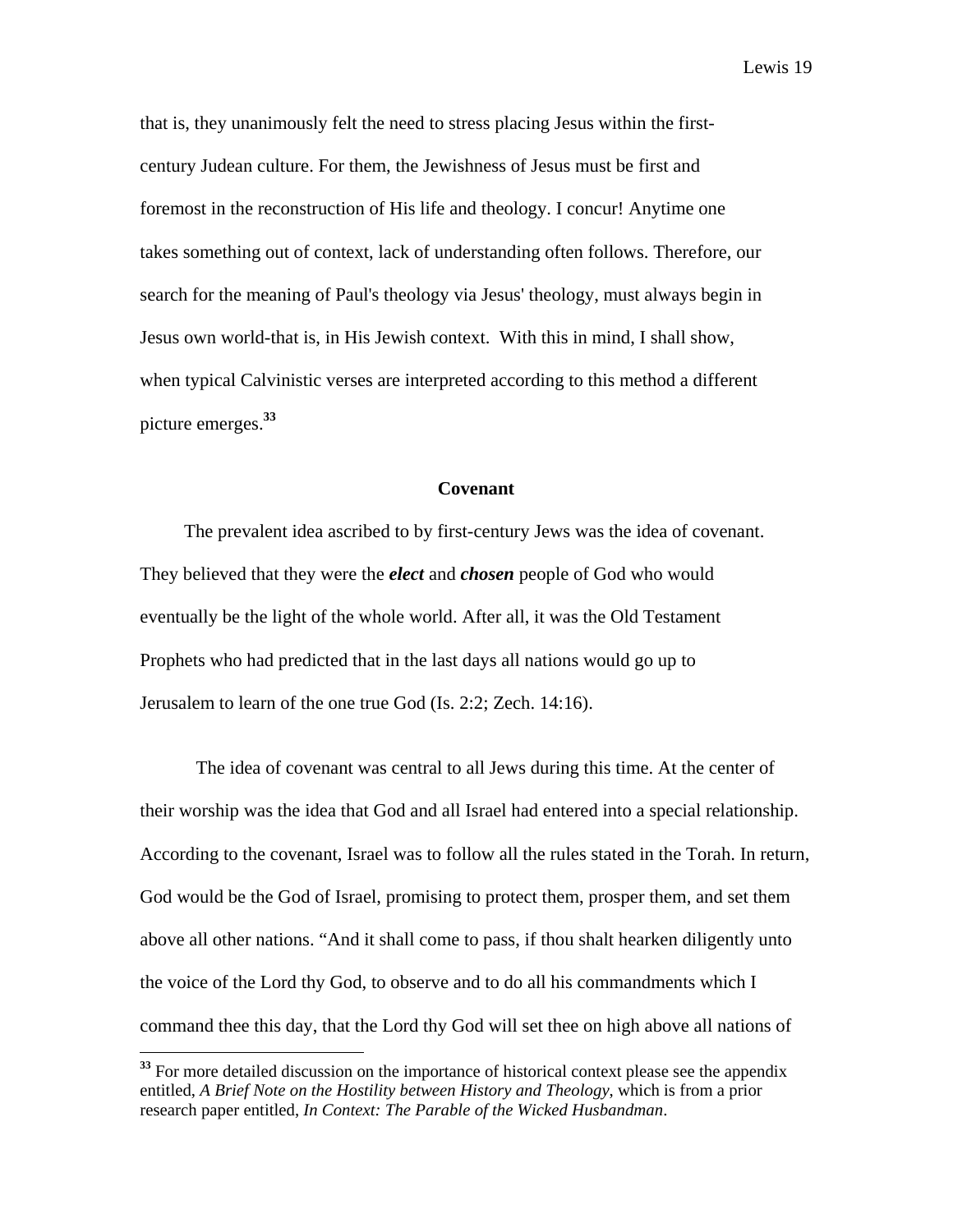that is, they unanimously felt the need to stress placing Jesus within the first-century Judean culture. For them, the Jewishness of Jesus must be first and foremost in the reconstruction of His life and theology. I concur! Anytime one takes something out of context, lack of understanding often follows. Therefore, our search for the meaning of Paul's theology via Jesus' theology, must always begin in Jesus own world-that is, in His Jewish context. With this in mind, I shall show, when typical Calvinistic verses are interpreted according to this method a different picture emerges.[33]

## Covenant

The prevalent idea ascribed to by first-century Jews was the idea of covenant. They believed that they were the ***elect*** and ***chosen*** people of God who would eventually be the light of the whole world. After all, it was the Old Testament Prophets who had predicted that in the last days all nations would go up to Jerusalem to learn of the one true God (Is. 2:2; Zech. 14:16).

The idea of covenant was central to all Jews during this time. At the center of their worship was the idea that God and all Israel had entered into a special relationship. According to the covenant, Israel was to follow all the rules stated in the Torah. In return, God would be the God of Israel, promising to protect them, prosper them, and set them above all other nations. "And it shall come to pass, if thou shalt hearken diligently unto the voice of the Lord thy God, to observe and to do all his commandments which I command thee this day, that the Lord thy God will set thee on high above all nations of

---

[33] For more detailed discussion on the importance of historical context please see the appendix entitled, *A Brief Note on the Hostility between History and Theology*, which is from a prior research paper entitled, *In Context: The Parable of the Wicked Husbandman*.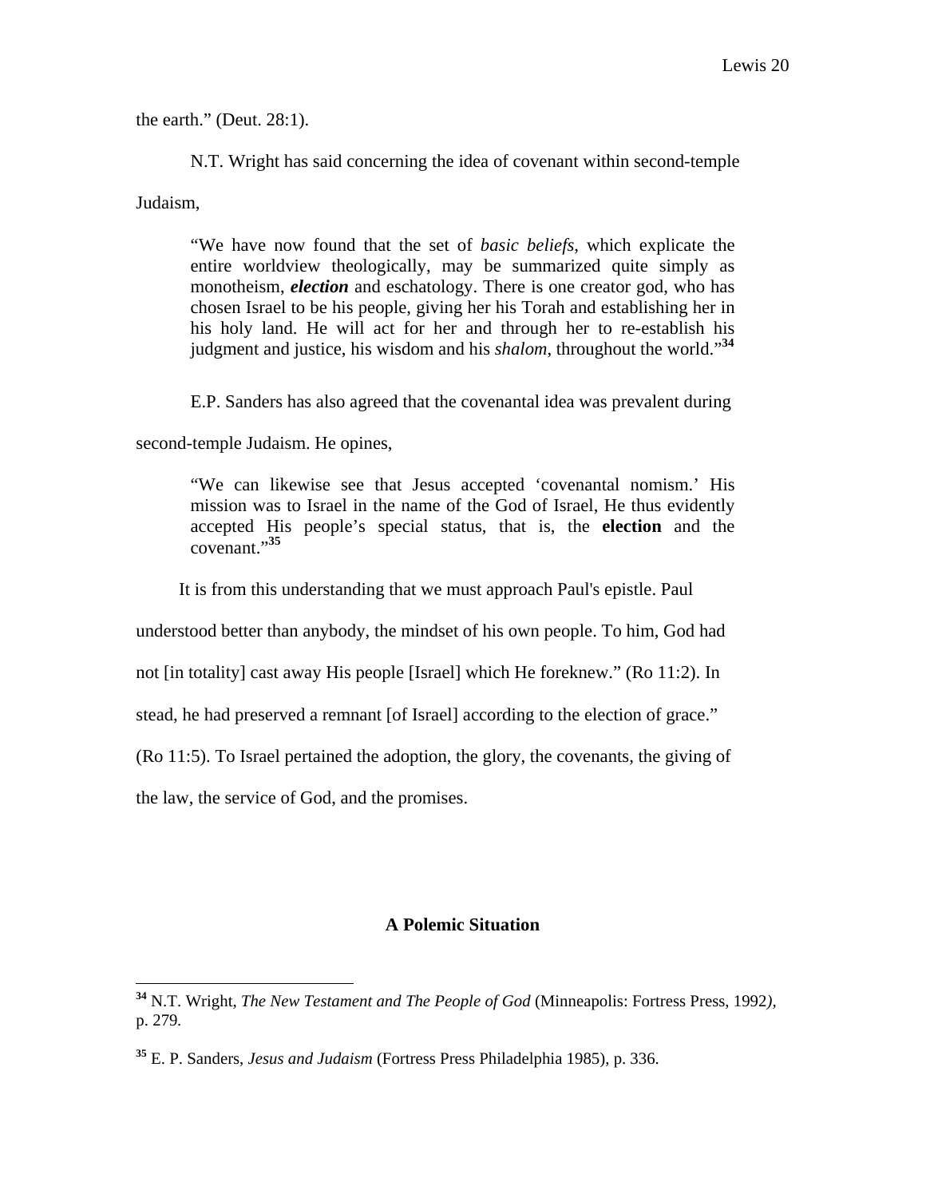the earth." (Deut. 28:1).

N.T. Wright has said concerning the idea of covenant within second-temple Judaism,

> "We have now found that the set of *basic beliefs*, which explicate the entire worldview theologically, may be summarized quite simply as monotheism, ***election*** and eschatology. There is one creator god, who has chosen Israel to be his people, giving her his Torah and establishing her in his holy land. He will act for her and through her to re-establish his judgment and justice, his wisdom and his *shalom*, throughout the world."[34]

E.P. Sanders has also agreed that the covenantal idea was prevalent during second-temple Judaism. He opines,

> "We can likewise see that Jesus accepted 'covenantal nomism.' His mission was to Israel in the name of the God of Israel, He thus evidently accepted His people's special status, that is, the **election** and the covenant."[35]

It is from this understanding that we must approach Paul's epistle. Paul understood better than anybody, the mindset of his own people. To him, God had not [in totality] cast away His people [Israel] which He foreknew." (Ro 11:2). In stead, he had preserved a remnant [of Israel] according to the election of grace." (Ro 11:5). To Israel pertained the adoption, the glory, the covenants, the giving of the law, the service of God, and the promises.

### A Polemic Situation

---

[34] N.T. Wright, *The New Testament and The People of God* (Minneapolis: Fortress Press, 1992), p. 279.

[35] E. P. Sanders, *Jesus and Judaism* (Fortress Press Philadelphia 1985), p. 336.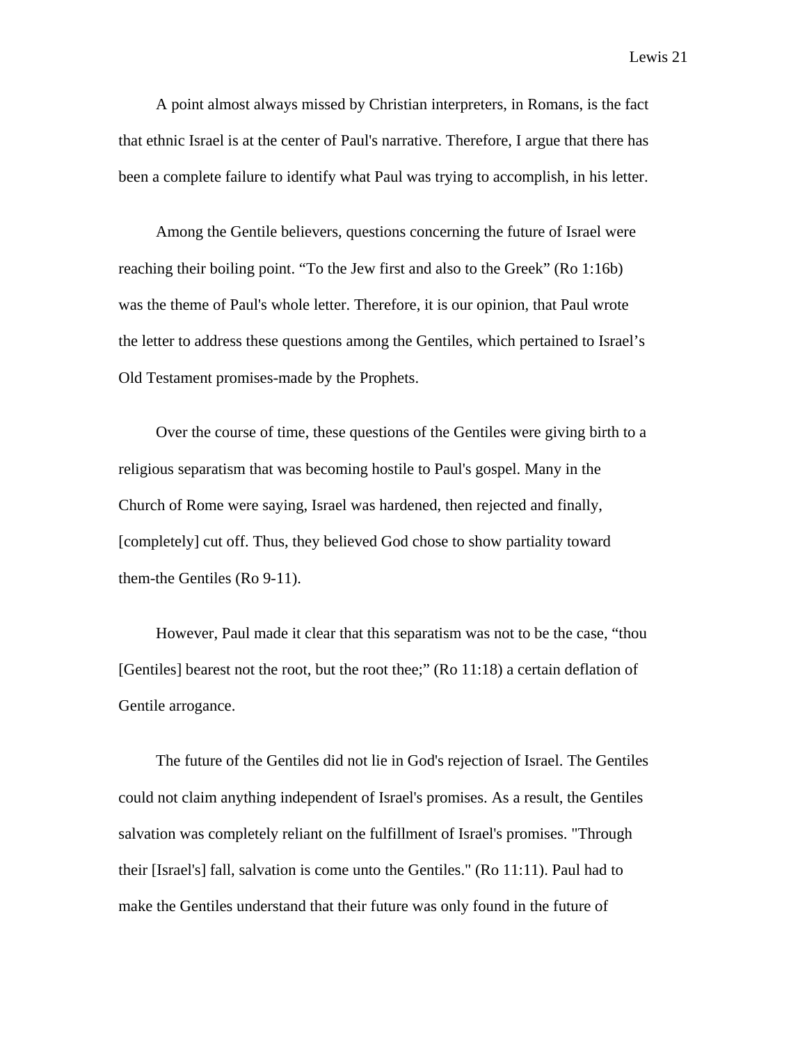A point almost always missed by Christian interpreters, in Romans, is the fact that ethnic Israel is at the center of Paul's narrative. Therefore, I argue that there has been a complete failure to identify what Paul was trying to accomplish, in his letter.

Among the Gentile believers, questions concerning the future of Israel were reaching their boiling point. “To the Jew first and also to the Greek” (Ro 1:16b) was the theme of Paul's whole letter. Therefore, it is our opinion, that Paul wrote the letter to address these questions among the Gentiles, which pertained to Israel’s Old Testament promises-made by the Prophets.

Over the course of time, these questions of the Gentiles were giving birth to a religious separatism that was becoming hostile to Paul's gospel. Many in the Church of Rome were saying, Israel was hardened, then rejected and finally, [completely] cut off. Thus, they believed God chose to show partiality toward them-the Gentiles (Ro 9-11).

However, Paul made it clear that this separatism was not to be the case, “thou [Gentiles] bearest not the root, but the root thee;” (Ro 11:18) a certain deflation of Gentile arrogance.

The future of the Gentiles did not lie in God's rejection of Israel. The Gentiles could not claim anything independent of Israel's promises. As a result, the Gentiles salvation was completely reliant on the fulfillment of Israel's promises. "Through their [Israel's] fall, salvation is come unto the Gentiles." (Ro 11:11). Paul had to make the Gentiles understand that their future was only found in the future of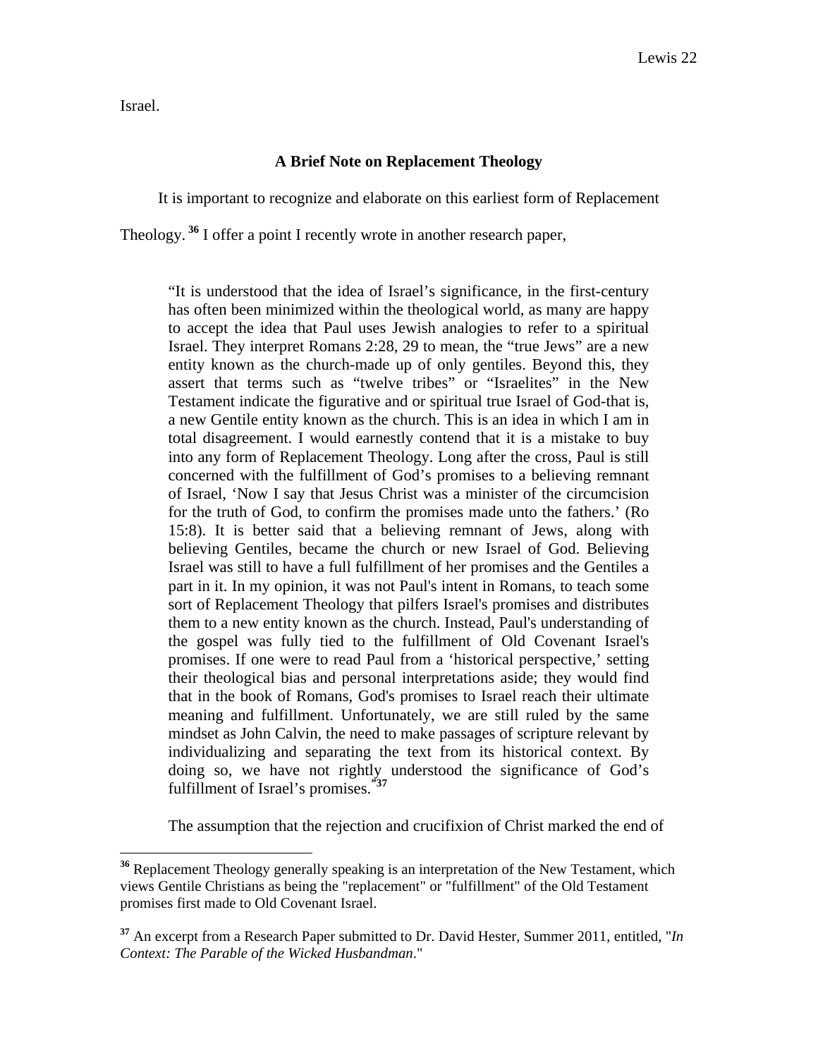Israel.

### A Brief Note on Replacement Theology

It is important to recognize and elaborate on this earliest form of Replacement Theology.[36] I offer a point I recently wrote in another research paper,

> "It is understood that the idea of Israel's significance, in the first-century has often been minimized within the theological world, as many are happy to accept the idea that Paul uses Jewish analogies to refer to a spiritual Israel. They interpret Romans 2:28, 29 to mean, the "true Jews" are a new entity known as the church-made up of only gentiles. Beyond this, they assert that terms such as "twelve tribes" or "Israelites" in the New Testament indicate the figurative and or spiritual true Israel of God-that is, a new Gentile entity known as the church. This is an idea in which I am in total disagreement. I would earnestly contend that it is a mistake to buy into any form of Replacement Theology. Long after the cross, Paul is still concerned with the fulfillment of God's promises to a believing remnant of Israel, 'Now I say that Jesus Christ was a minister of the circumcision for the truth of God, to confirm the promises made unto the fathers.' (Ro 15:8). It is better said that a believing remnant of Jews, along with believing Gentiles, became the church or new Israel of God. Believing Israel was still to have a full fulfillment of her promises and the Gentiles a part in it. In my opinion, it was not Paul's intent in Romans, to teach some sort of Replacement Theology that pilfers Israel's promises and distributes them to a new entity known as the church. Instead, Paul's understanding of the gospel was fully tied to the fulfillment of Old Covenant Israel's promises. If one were to read Paul from a 'historical perspective,' setting their theological bias and personal interpretations aside; they would find that in the book of Romans, God's promises to Israel reach their ultimate meaning and fulfillment. Unfortunately, we are still ruled by the same mindset as John Calvin, the need to make passages of scripture relevant by individualizing and separating the text from its historical context. By doing so, we have not rightly understood the significance of God's fulfillment of Israel's promises."[37]

The assumption that the rejection and crucifixion of Christ marked the end of

---

[36] Replacement Theology generally speaking is an interpretation of the New Testament, which views Gentile Christians as being the "replacement" or "fulfillment" of the Old Testament promises first made to Old Covenant Israel.

[37] An excerpt from a Research Paper submitted to Dr. David Hester, Summer 2011, entitled, "*In Context: The Parable of the Wicked Husbandman*."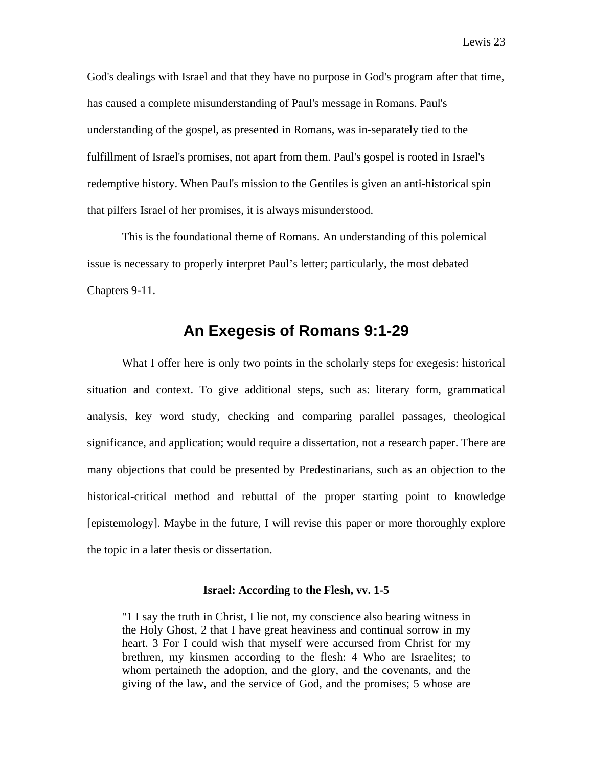God's dealings with Israel and that they have no purpose in God's program after that time, has caused a complete misunderstanding of Paul's message in Romans. Paul's understanding of the gospel, as presented in Romans, was in-separately tied to the fulfillment of Israel's promises, not apart from them. Paul's gospel is rooted in Israel's redemptive history. When Paul's mission to the Gentiles is given an anti-historical spin that pilfers Israel of her promises, it is always misunderstood.

This is the foundational theme of Romans. An understanding of this polemical issue is necessary to properly interpret Paul's letter; particularly, the most debated Chapters 9-11.

## An Exegesis of Romans 9:1-29

What I offer here is only two points in the scholarly steps for exegesis: historical situation and context. To give additional steps, such as: literary form, grammatical analysis, key word study, checking and comparing parallel passages, theological significance, and application; would require a dissertation, not a research paper. There are many objections that could be presented by Predestinarians, such as an objection to the historical-critical method and rebuttal of the proper starting point to knowledge [epistemology]. Maybe in the future, I will revise this paper or more thoroughly explore the topic in a later thesis or dissertation.

### Israel: According to the Flesh, vv. 1-5

> "1 I say the truth in Christ, I lie not, my conscience also bearing witness in the Holy Ghost, 2 that I have great heaviness and continual sorrow in my heart. 3 For I could wish that myself were accursed from Christ for my brethren, my kinsmen according to the flesh: 4 Who are Israelites; to whom pertaineth the adoption, and the glory, and the covenants, and the giving of the law, and the service of God, and the promises; 5 whose are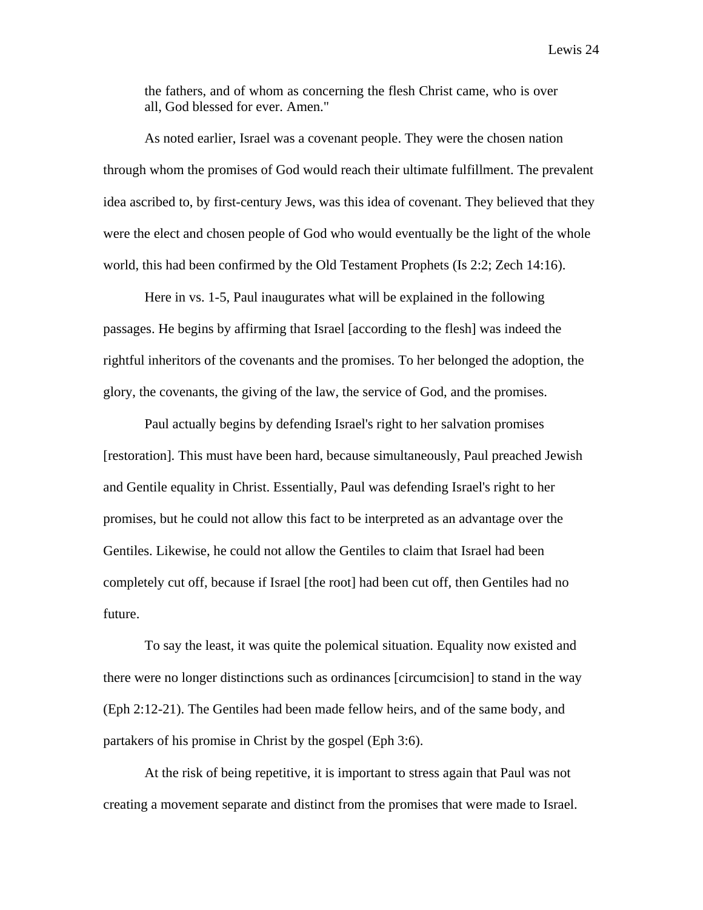> the fathers, and of whom as concerning the flesh Christ came, who is over all, God blessed for ever. Amen."

As noted earlier, Israel was a covenant people. They were the chosen nation through whom the promises of God would reach their ultimate fulfillment. The prevalent idea ascribed to, by first-century Jews, was this idea of covenant. They believed that they were the elect and chosen people of God who would eventually be the light of the whole world, this had been confirmed by the Old Testament Prophets (Is 2:2; Zech 14:16).

Here in vs. 1-5, Paul inaugurates what will be explained in the following passages. He begins by affirming that Israel [according to the flesh] was indeed the rightful inheritors of the covenants and the promises. To her belonged the adoption, the glory, the covenants, the giving of the law, the service of God, and the promises.

Paul actually begins by defending Israel's right to her salvation promises [restoration]. This must have been hard, because simultaneously, Paul preached Jewish and Gentile equality in Christ. Essentially, Paul was defending Israel's right to her promises, but he could not allow this fact to be interpreted as an advantage over the Gentiles. Likewise, he could not allow the Gentiles to claim that Israel had been completely cut off, because if Israel [the root] had been cut off, then Gentiles had no future.

To say the least, it was quite the polemical situation. Equality now existed and there were no longer distinctions such as ordinances [circumcision] to stand in the way (Eph 2:12-21). The Gentiles had been made fellow heirs, and of the same body, and partakers of his promise in Christ by the gospel (Eph 3:6).

At the risk of being repetitive, it is important to stress again that Paul was not creating a movement separate and distinct from the promises that were made to Israel.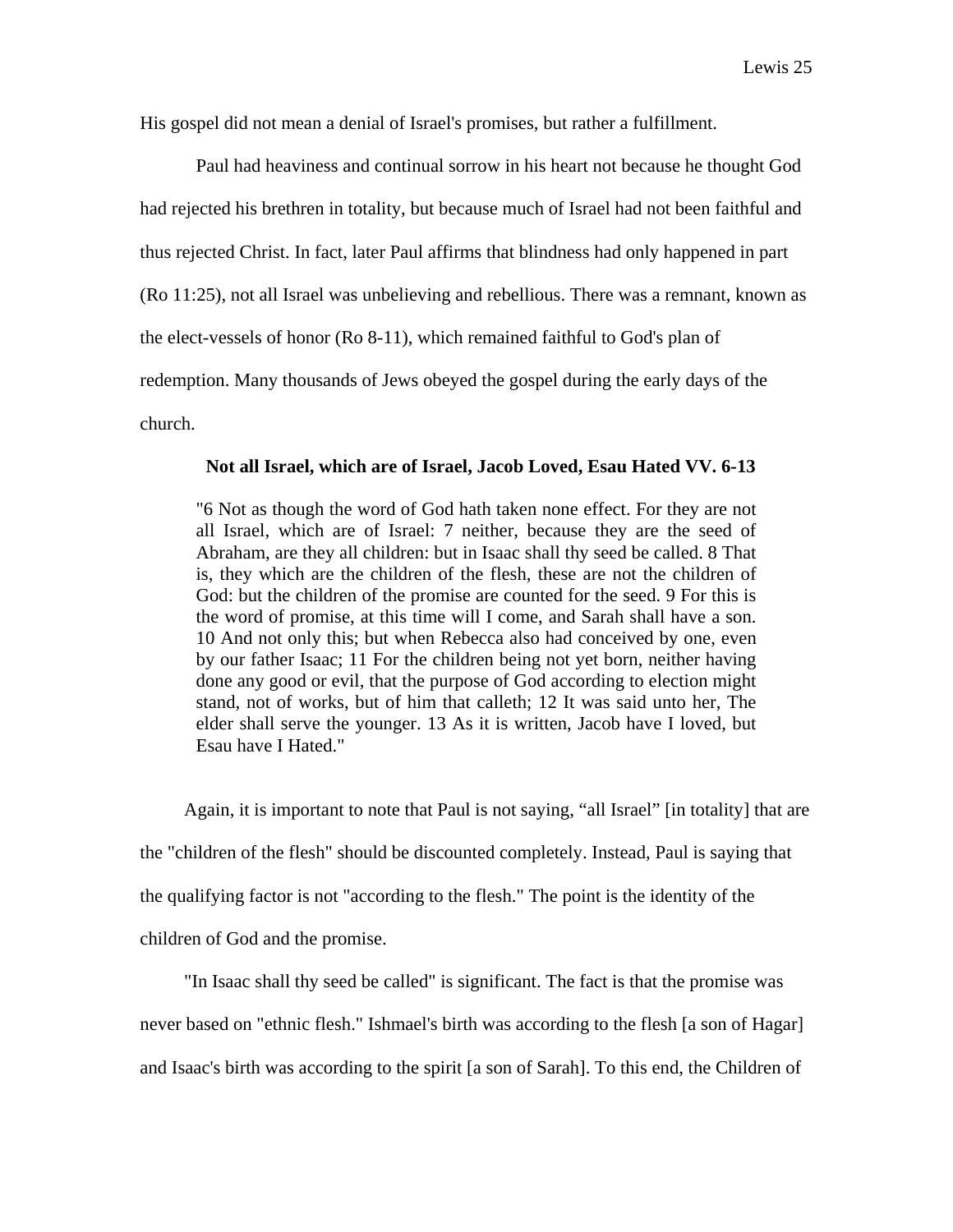His gospel did not mean a denial of Israel's promises, but rather a fulfillment.

Paul had heaviness and continual sorrow in his heart not because he thought God had rejected his brethren in totality, but because much of Israel had not been faithful and thus rejected Christ. In fact, later Paul affirms that blindness had only happened in part (Ro 11:25), not all Israel was unbelieving and rebellious. There was a remnant, known as the elect-vessels of honor (Ro 8-11), which remained faithful to God's plan of redemption. Many thousands of Jews obeyed the gospel during the early days of the church.

### Not all Israel, which are of Israel, Jacob Loved, Esau Hated VV. 6-13

> "6 Not as though the word of God hath taken none effect. For they are not all Israel, which are of Israel: 7 neither, because they are the seed of Abraham, are they all children: but in Isaac shall thy seed be called. 8 That is, they which are the children of the flesh, these are not the children of God: but the children of the promise are counted for the seed. 9 For this is the word of promise, at this time will I come, and Sarah shall have a son. 10 And not only this; but when Rebecca also had conceived by one, even by our father Isaac; 11 For the children being not yet born, neither having done any good or evil, that the purpose of God according to election might stand, not of works, but of him that calleth; 12 It was said unto her, The elder shall serve the younger. 13 As it is written, Jacob have I loved, but Esau have I Hated."

Again, it is important to note that Paul is not saying, "all Israel" [in totality] that are the "children of the flesh" should be discounted completely. Instead, Paul is saying that the qualifying factor is not "according to the flesh." The point is the identity of the children of God and the promise.

"In Isaac shall thy seed be called" is significant. The fact is that the promise was never based on "ethnic flesh." Ishmael's birth was according to the flesh [a son of Hagar] and Isaac's birth was according to the spirit [a son of Sarah]. To this end, the Children of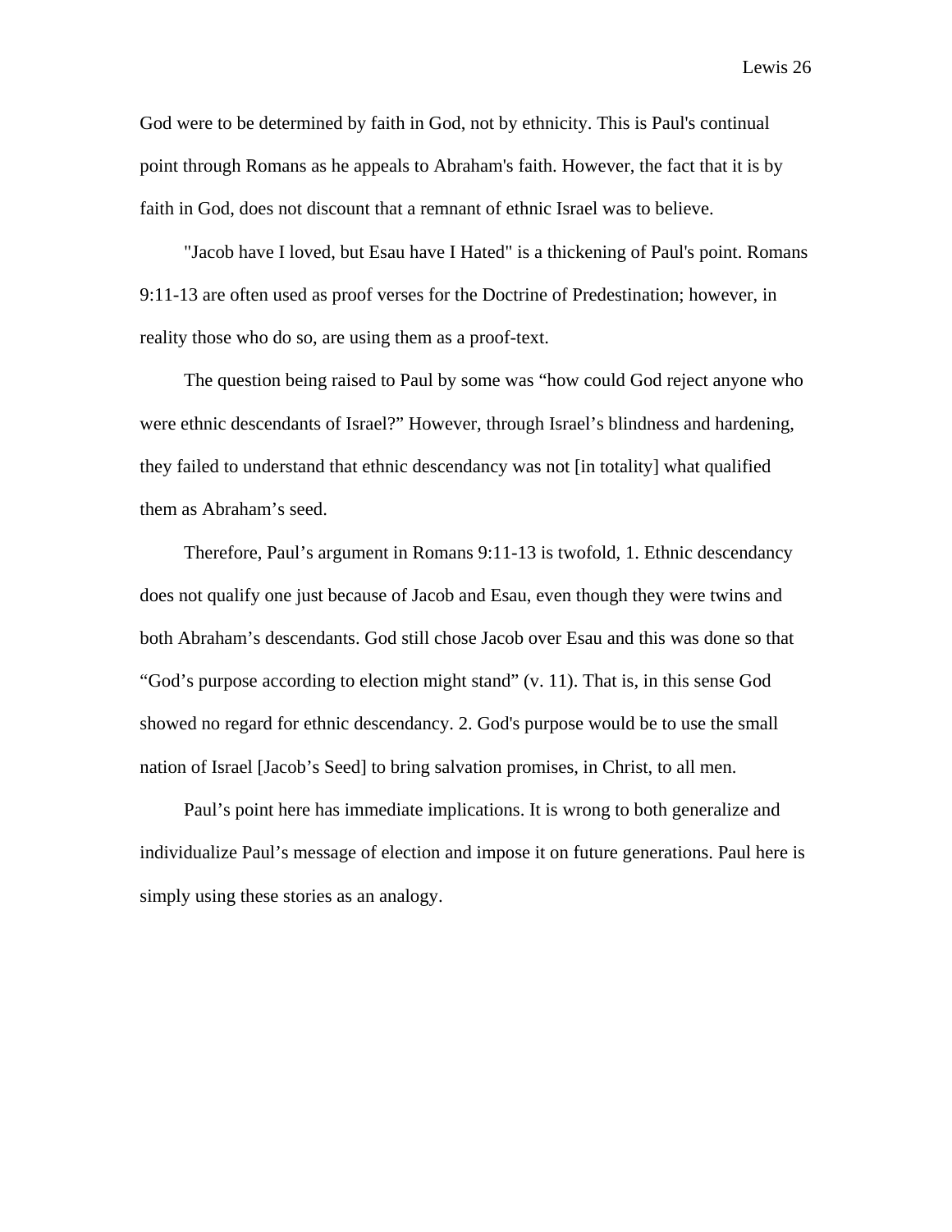God were to be determined by faith in God, not by ethnicity. This is Paul's continual point through Romans as he appeals to Abraham's faith. However, the fact that it is by faith in God, does not discount that a remnant of ethnic Israel was to believe.

"Jacob have I loved, but Esau have I Hated" is a thickening of Paul's point. Romans 9:11-13 are often used as proof verses for the Doctrine of Predestination; however, in reality those who do so, are using them as a proof-text.

The question being raised to Paul by some was "how could God reject anyone who were ethnic descendants of Israel?" However, through Israel's blindness and hardening, they failed to understand that ethnic descendancy was not [in totality] what qualified them as Abraham's seed.

Therefore, Paul's argument in Romans 9:11-13 is twofold, 1. Ethnic descendancy does not qualify one just because of Jacob and Esau, even though they were twins and both Abraham's descendants. God still chose Jacob over Esau and this was done so that "God's purpose according to election might stand" (v. 11). That is, in this sense God showed no regard for ethnic descendancy. 2. God's purpose would be to use the small nation of Israel [Jacob's Seed] to bring salvation promises, in Christ, to all men.

Paul's point here has immediate implications. It is wrong to both generalize and individualize Paul's message of election and impose it on future generations. Paul here is simply using these stories as an analogy.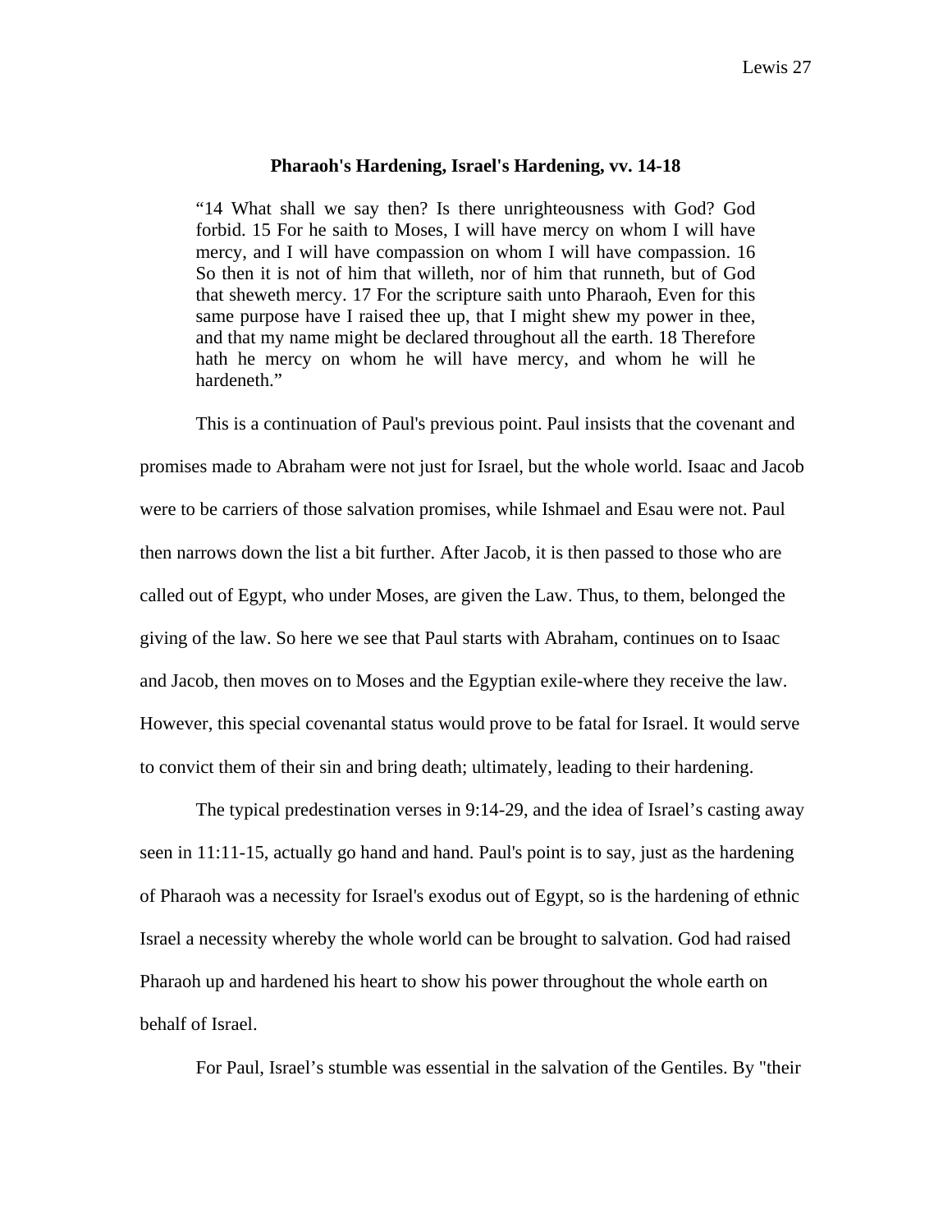### Pharaoh's Hardening, Israel's Hardening, vv. 14-18

> "14 What shall we say then? Is there unrighteousness with God? God forbid. 15 For he saith to Moses, I will have mercy on whom I will have mercy, and I will have compassion on whom I will have compassion. 16 So then it is not of him that willeth, nor of him that runneth, but of God that sheweth mercy. 17 For the scripture saith unto Pharaoh, Even for this same purpose have I raised thee up, that I might shew my power in thee, and that my name might be declared throughout all the earth. 18 Therefore hath he mercy on whom he will have mercy, and whom he will he hardeneth."

This is a continuation of Paul's previous point. Paul insists that the covenant and promises made to Abraham were not just for Israel, but the whole world. Isaac and Jacob were to be carriers of those salvation promises, while Ishmael and Esau were not. Paul then narrows down the list a bit further. After Jacob, it is then passed to those who are called out of Egypt, who under Moses, are given the Law. Thus, to them, belonged the giving of the law. So here we see that Paul starts with Abraham, continues on to Isaac and Jacob, then moves on to Moses and the Egyptian exile-where they receive the law. However, this special covenantal status would prove to be fatal for Israel. It would serve to convict them of their sin and bring death; ultimately, leading to their hardening.

The typical predestination verses in 9:14-29, and the idea of Israel's casting away seen in 11:11-15, actually go hand and hand. Paul's point is to say, just as the hardening of Pharaoh was a necessity for Israel's exodus out of Egypt, so is the hardening of ethnic Israel a necessity whereby the whole world can be brought to salvation. God had raised Pharaoh up and hardened his heart to show his power throughout the whole earth on behalf of Israel.

For Paul, Israel's stumble was essential in the salvation of the Gentiles. By "their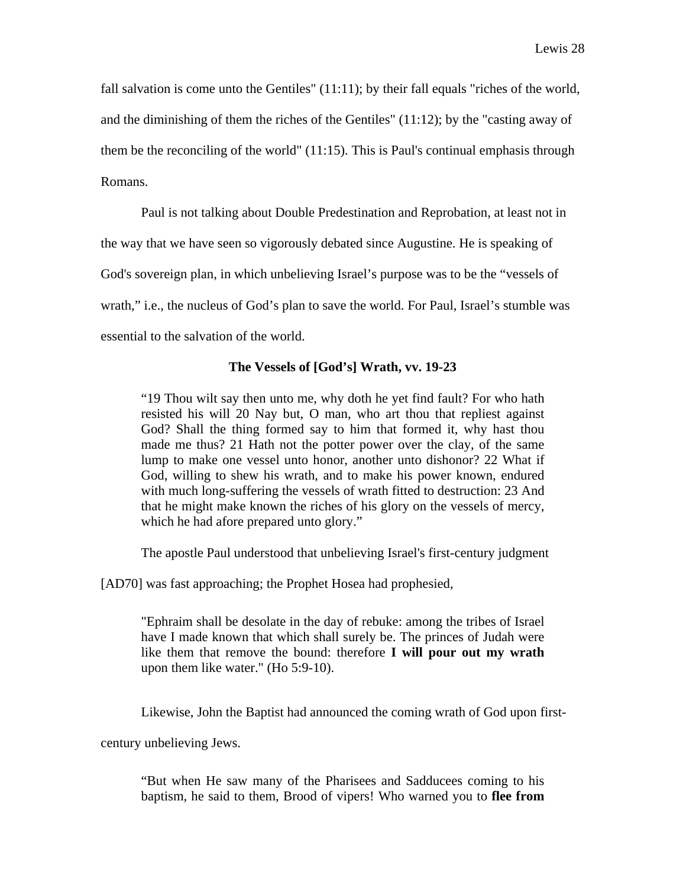fall salvation is come unto the Gentiles" (11:11); by their fall equals "riches of the world, and the diminishing of them the riches of the Gentiles" (11:12); by the "casting away of them be the reconciling of the world" (11:15). This is Paul's continual emphasis through Romans.

Paul is not talking about Double Predestination and Reprobation, at least not in the way that we have seen so vigorously debated since Augustine. He is speaking of God's sovereign plan, in which unbelieving Israel's purpose was to be the "vessels of wrath," i.e., the nucleus of God's plan to save the world. For Paul, Israel's stumble was essential to the salvation of the world.

### The Vessels of [God's] Wrath, vv. 19-23

> "19 Thou wilt say then unto me, why doth he yet find fault? For who hath resisted his will 20 Nay but, O man, who art thou that repliest against God? Shall the thing formed say to him that formed it, why hast thou made me thus? 21 Hath not the potter power over the clay, of the same lump to make one vessel unto honor, another unto dishonor? 22 What if God, willing to shew his wrath, and to make his power known, endured with much long-suffering the vessels of wrath fitted to destruction: 23 And that he might make known the riches of his glory on the vessels of mercy, which he had afore prepared unto glory."

The apostle Paul understood that unbelieving Israel's first-century judgment [AD70] was fast approaching; the Prophet Hosea had prophesied,

> "Ephraim shall be desolate in the day of rebuke: among the tribes of Israel have I made known that which shall surely be. The princes of Judah were like them that remove the bound: therefore **I will pour out my wrath** upon them like water." (Ho 5:9-10).

Likewise, John the Baptist had announced the coming wrath of God upon first-century unbelieving Jews.

> "But when He saw many of the Pharisees and Sadducees coming to his baptism, he said to them, Brood of vipers! Who warned you to **flee from**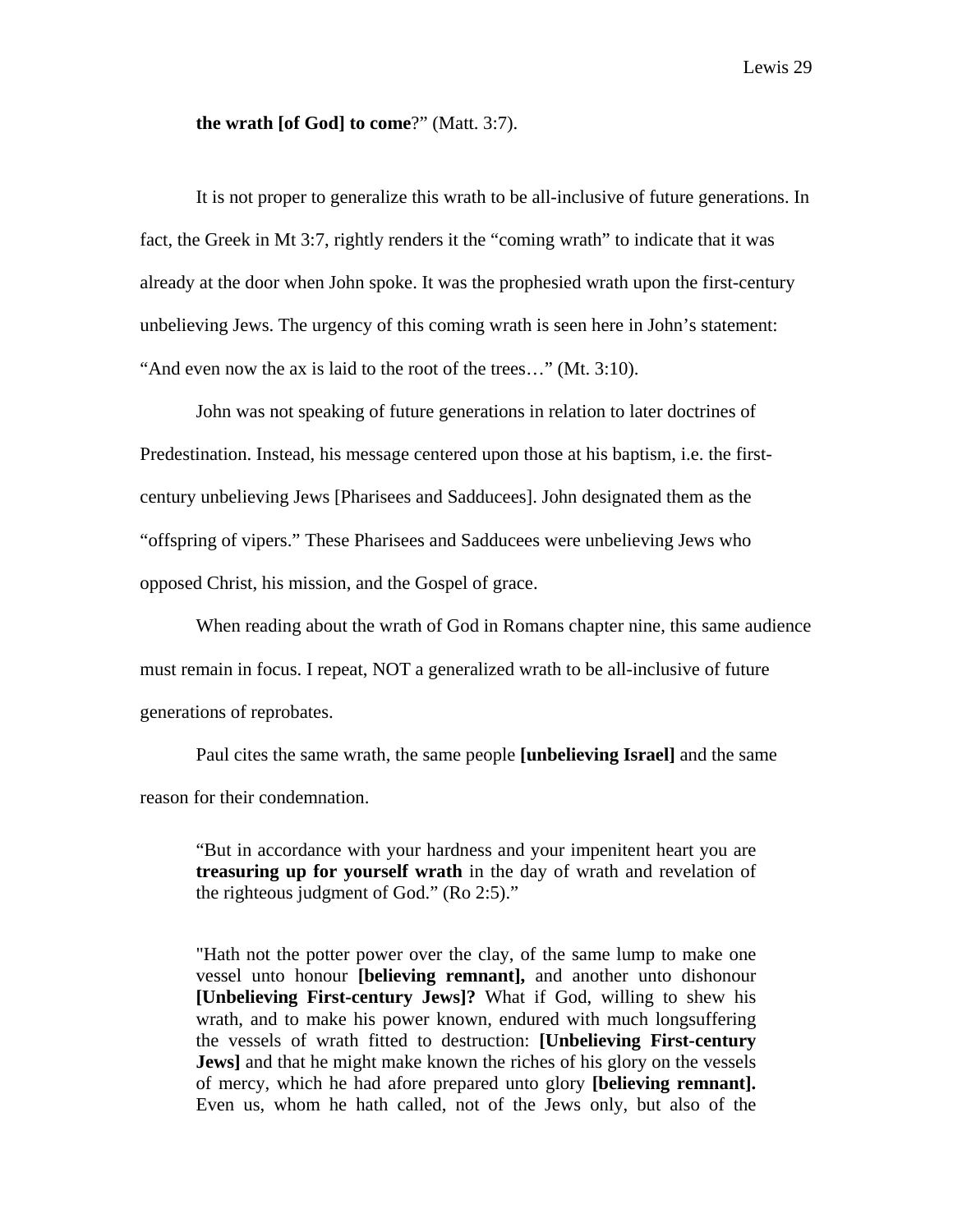**the wrath [of God] to come**?" (Matt. 3:7).

It is not proper to generalize this wrath to be all-inclusive of future generations. In fact, the Greek in Mt 3:7, rightly renders it the "coming wrath" to indicate that it was already at the door when John spoke. It was the prophesied wrath upon the first-century unbelieving Jews. The urgency of this coming wrath is seen here in John's statement: "And even now the ax is laid to the root of the trees…" (Mt. 3:10).

John was not speaking of future generations in relation to later doctrines of Predestination. Instead, his message centered upon those at his baptism, i.e. the first-century unbelieving Jews [Pharisees and Sadducees]. John designated them as the "offspring of vipers." These Pharisees and Sadducees were unbelieving Jews who opposed Christ, his mission, and the Gospel of grace.

When reading about the wrath of God in Romans chapter nine, this same audience must remain in focus. I repeat, NOT a generalized wrath to be all-inclusive of future generations of reprobates.

Paul cites the same wrath, the same people **[unbelieving Israel]** and the same reason for their condemnation.

> "But in accordance with your hardness and your impenitent heart you are **treasuring up for yourself wrath** in the day of wrath and revelation of the righteous judgment of God." (Ro 2:5)."

> "Hath not the potter power over the clay, of the same lump to make one vessel unto honour **[believing remnant],** and another unto dishonour **[Unbelieving First-century Jews]?** What if God, willing to shew his wrath, and to make his power known, endured with much longsuffering the vessels of wrath fitted to destruction: **[Unbelieving First-century Jews]** and that he might make known the riches of his glory on the vessels of mercy, which he had afore prepared unto glory **[believing remnant].** Even us, whom he hath called, not of the Jews only, but also of the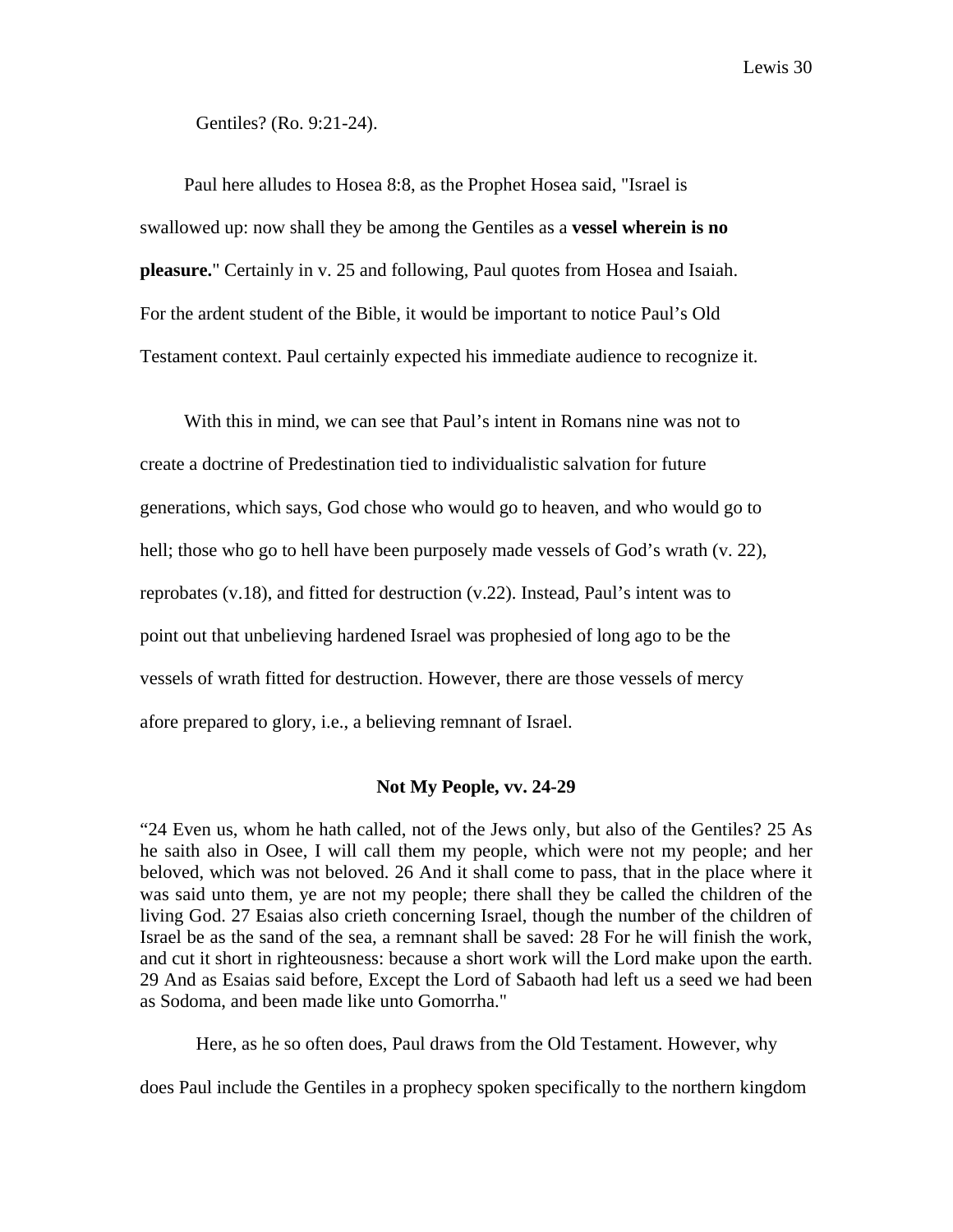Gentiles? (Ro. 9:21-24).

Paul here alludes to Hosea 8:8, as the Prophet Hosea said, "Israel is swallowed up: now shall they be among the Gentiles as a **vessel wherein is no pleasure.**" Certainly in v. 25 and following, Paul quotes from Hosea and Isaiah. For the ardent student of the Bible, it would be important to notice Paul's Old Testament context. Paul certainly expected his immediate audience to recognize it.

With this in mind, we can see that Paul's intent in Romans nine was not to create a doctrine of Predestination tied to individualistic salvation for future generations, which says, God chose who would go to heaven, and who would go to hell; those who go to hell have been purposely made vessels of God's wrath (v. 22), reprobates (v.18), and fitted for destruction (v.22). Instead, Paul's intent was to point out that unbelieving hardened Israel was prophesied of long ago to be the vessels of wrath fitted for destruction. However, there are those vessels of mercy afore prepared to glory, i.e., a believing remnant of Israel.

### Not My People, vv. 24-29

"24 Even us, whom he hath called, not of the Jews only, but also of the Gentiles? 25 As he saith also in Osee, I will call them my people, which were not my people; and her beloved, which was not beloved. 26 And it shall come to pass, that in the place where it was said unto them, ye are not my people; there shall they be called the children of the living God. 27 Esaias also crieth concerning Israel, though the number of the children of Israel be as the sand of the sea, a remnant shall be saved: 28 For he will finish the work, and cut it short in righteousness: because a short work will the Lord make upon the earth. 29 And as Esaias said before, Except the Lord of Sabaoth had left us a seed we had been as Sodoma, and been made like unto Gomorrha."

Here, as he so often does, Paul draws from the Old Testament. However, why does Paul include the Gentiles in a prophecy spoken specifically to the northern kingdom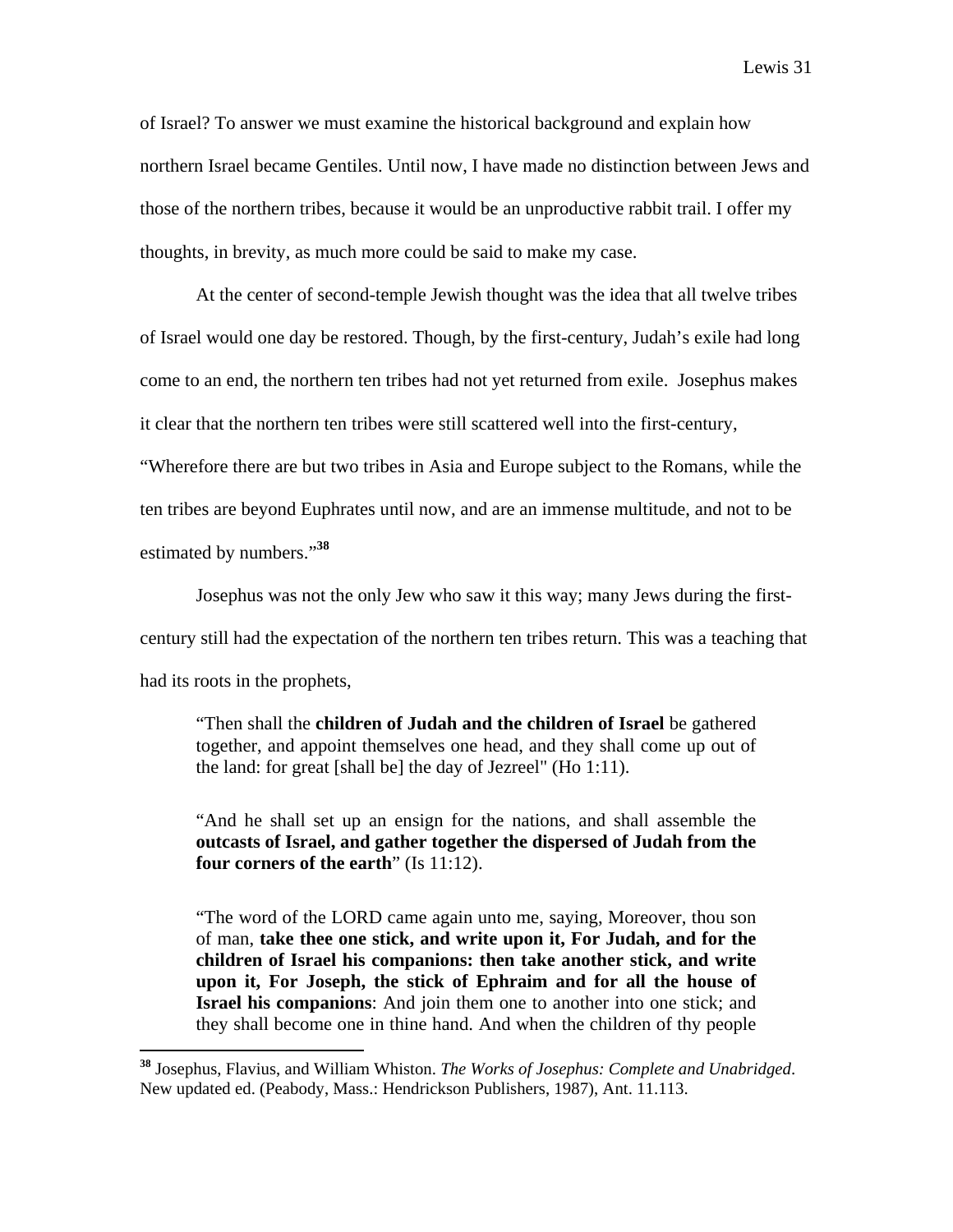of Israel? To answer we must examine the historical background and explain how northern Israel became Gentiles. Until now, I have made no distinction between Jews and those of the northern tribes, because it would be an unproductive rabbit trail. I offer my thoughts, in brevity, as much more could be said to make my case.

At the center of second-temple Jewish thought was the idea that all twelve tribes of Israel would one day be restored. Though, by the first-century, Judah's exile had long come to an end, the northern ten tribes had not yet returned from exile. Josephus makes it clear that the northern ten tribes were still scattered well into the first-century, "Wherefore there are but two tribes in Asia and Europe subject to the Romans, while the ten tribes are beyond Euphrates until now, and are an immense multitude, and not to be estimated by numbers."[38]

Josephus was not the only Jew who saw it this way; many Jews during the first-century still had the expectation of the northern ten tribes return. This was a teaching that had its roots in the prophets,

> "Then shall the **children of Judah and the children of Israel** be gathered together, and appoint themselves one head, and they shall come up out of the land: for great [shall be] the day of Jezreel" (Ho 1:11).

> "And he shall set up an ensign for the nations, and shall assemble the **outcasts of Israel, and gather together the dispersed of Judah from the four corners of the earth**" (Is 11:12).

> "The word of the LORD came again unto me, saying, Moreover, thou son of man, **take thee one stick, and write upon it, For Judah, and for the children of Israel his companions: then take another stick, and write upon it, For Joseph, the stick of Ephraim and for all the house of Israel his companions**: And join them one to another into one stick; and they shall become one in thine hand. And when the children of thy people

---

[38] Josephus, Flavius, and William Whiston. *The Works of Josephus: Complete and Unabridged*. New updated ed. (Peabody, Mass.: Hendrickson Publishers, 1987), Ant. 11.113.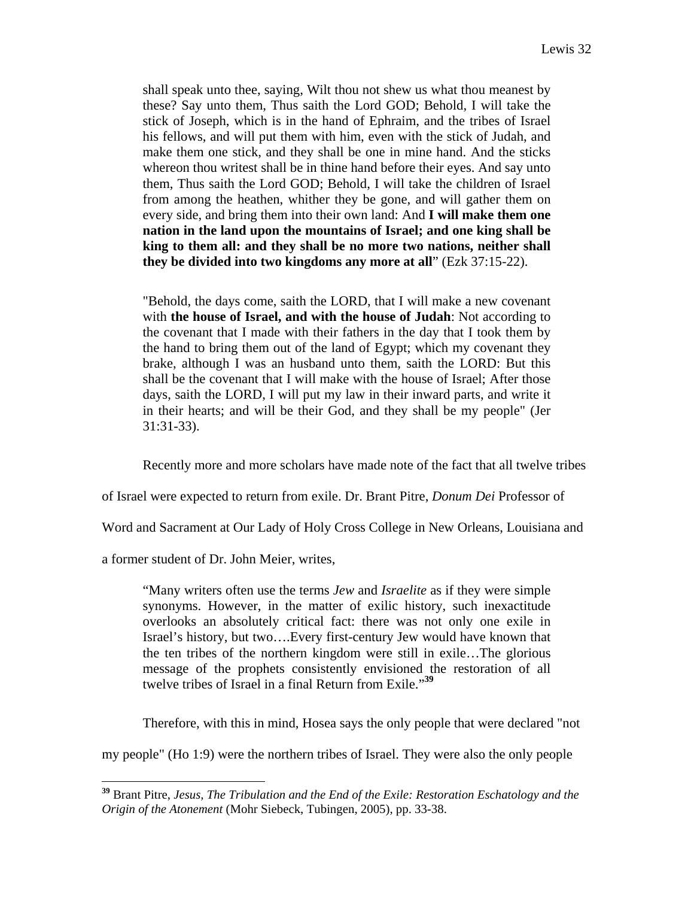> shall speak unto thee, saying, Wilt thou not shew us what thou meanest by these? Say unto them, Thus saith the Lord GOD; Behold, I will take the stick of Joseph, which is in the hand of Ephraim, and the tribes of Israel his fellows, and will put them with him, even with the stick of Judah, and make them one stick, and they shall be one in mine hand. And the sticks whereon thou writest shall be in thine hand before their eyes. And say unto them, Thus saith the Lord GOD; Behold, I will take the children of Israel from among the heathen, whither they be gone, and will gather them on every side, and bring them into their own land: And **I will make them one nation in the land upon the mountains of Israel; and one king shall be king to them all: and they shall be no more two nations, neither shall they be divided into two kingdoms any more at all**" (Ezk 37:15-22).

> "Behold, the days come, saith the LORD, that I will make a new covenant with **the house of Israel, and with the house of Judah**: Not according to the covenant that I made with their fathers in the day that I took them by the hand to bring them out of the land of Egypt; which my covenant they brake, although I was an husband unto them, saith the LORD: But this shall be the covenant that I will make with the house of Israel; After those days, saith the LORD, I will put my law in their inward parts, and write it in their hearts; and will be their God, and they shall be my people" (Jer 31:31-33).

Recently more and more scholars have made note of the fact that all twelve tribes of Israel were expected to return from exile. Dr. Brant Pitre, *Donum Dei* Professor of Word and Sacrament at Our Lady of Holy Cross College in New Orleans, Louisiana and a former student of Dr. John Meier, writes,

> "Many writers often use the terms *Jew* and *Israelite* as if they were simple synonyms. However, in the matter of exilic history, such inexactitude overlooks an absolutely critical fact: there was not only one exile in Israel's history, but two….Every first-century Jew would have known that the ten tribes of the northern kingdom were still in exile…The glorious message of the prophets consistently envisioned the restoration of all twelve tribes of Israel in a final Return from Exile."[39]

Therefore, with this in mind, Hosea says the only people that were declared "not my people" (Ho 1:9) were the northern tribes of Israel. They were also the only people

---

[39] Brant Pitre, *Jesus, The Tribulation and the End of the Exile: Restoration Eschatology and the Origin of the Atonement* (Mohr Siebeck, Tubingen, 2005), pp. 33-38.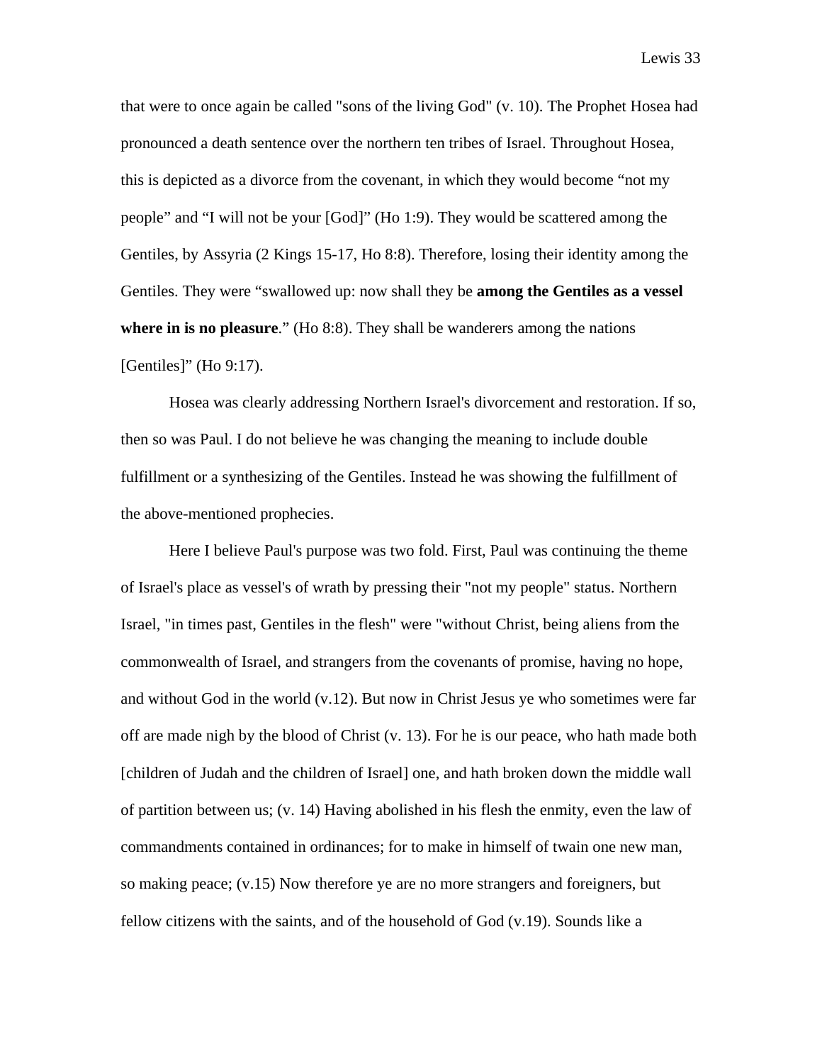that were to once again be called "sons of the living God" (v. 10). The Prophet Hosea had pronounced a death sentence over the northern ten tribes of Israel. Throughout Hosea, this is depicted as a divorce from the covenant, in which they would become “not my people” and “I will not be your [God]” (Ho 1:9). They would be scattered among the Gentiles, by Assyria (2 Kings 15-17, Ho 8:8). Therefore, losing their identity among the Gentiles. They were “swallowed up: now shall they be **among the Gentiles as a vessel where in is no pleasure**.” (Ho 8:8). They shall be wanderers among the nations [Gentiles]” (Ho 9:17).

Hosea was clearly addressing Northern Israel's divorcement and restoration. If so, then so was Paul. I do not believe he was changing the meaning to include double fulfillment or a synthesizing of the Gentiles. Instead he was showing the fulfillment of the above-mentioned prophecies.

Here I believe Paul's purpose was two fold. First, Paul was continuing the theme of Israel's place as vessel's of wrath by pressing their "not my people" status. Northern Israel, "in times past, Gentiles in the flesh" were "without Christ, being aliens from the commonwealth of Israel, and strangers from the covenants of promise, having no hope, and without God in the world (v.12). But now in Christ Jesus ye who sometimes were far off are made nigh by the blood of Christ (v. 13). For he is our peace, who hath made both [children of Judah and the children of Israel] one, and hath broken down the middle wall of partition between us; (v. 14) Having abolished in his flesh the enmity, even the law of commandments contained in ordinances; for to make in himself of twain one new man, so making peace; (v.15) Now therefore ye are no more strangers and foreigners, but fellow citizens with the saints, and of the household of God (v.19). Sounds like a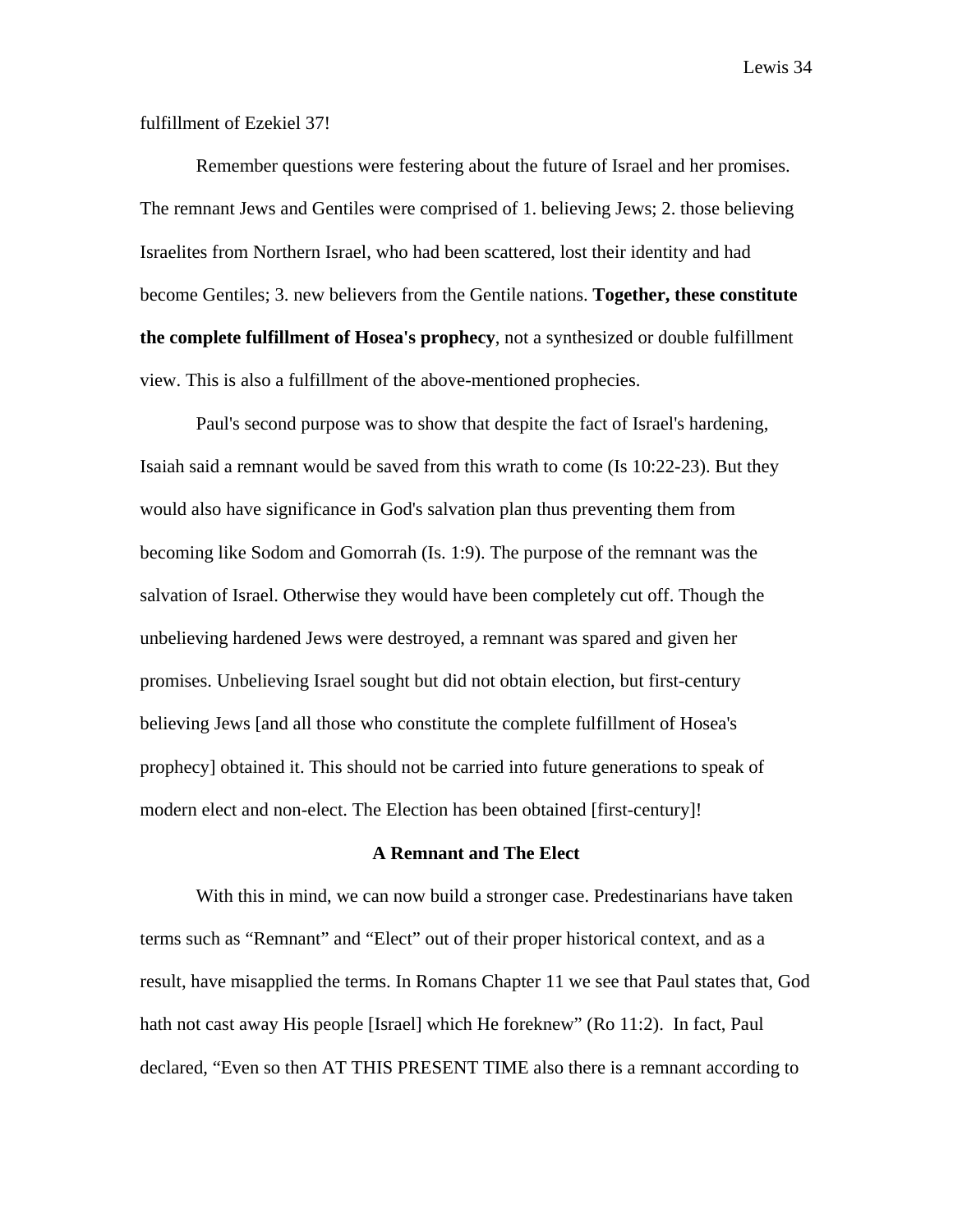fulfillment of Ezekiel 37!

Remember questions were festering about the future of Israel and her promises. The remnant Jews and Gentiles were comprised of 1. believing Jews; 2. those believing Israelites from Northern Israel, who had been scattered, lost their identity and had become Gentiles; 3. new believers from the Gentile nations. **Together, these constitute the complete fulfillment of Hosea's prophecy**, not a synthesized or double fulfillment view. This is also a fulfillment of the above-mentioned prophecies.

Paul's second purpose was to show that despite the fact of Israel's hardening, Isaiah said a remnant would be saved from this wrath to come (Is 10:22-23). But they would also have significance in God's salvation plan thus preventing them from becoming like Sodom and Gomorrah (Is. 1:9). The purpose of the remnant was the salvation of Israel. Otherwise they would have been completely cut off. Though the unbelieving hardened Jews were destroyed, a remnant was spared and given her promises. Unbelieving Israel sought but did not obtain election, but first-century believing Jews [and all those who constitute the complete fulfillment of Hosea's prophecy] obtained it. This should not be carried into future generations to speak of modern elect and non-elect. The Election has been obtained [first-century]!

### A Remnant and The Elect

With this in mind, we can now build a stronger case. Predestinarians have taken terms such as "Remnant" and "Elect" out of their proper historical context, and as a result, have misapplied the terms. In Romans Chapter 11 we see that Paul states that, God hath not cast away His people [Israel] which He foreknew" (Ro 11:2). In fact, Paul declared, "Even so then AT THIS PRESENT TIME also there is a remnant according to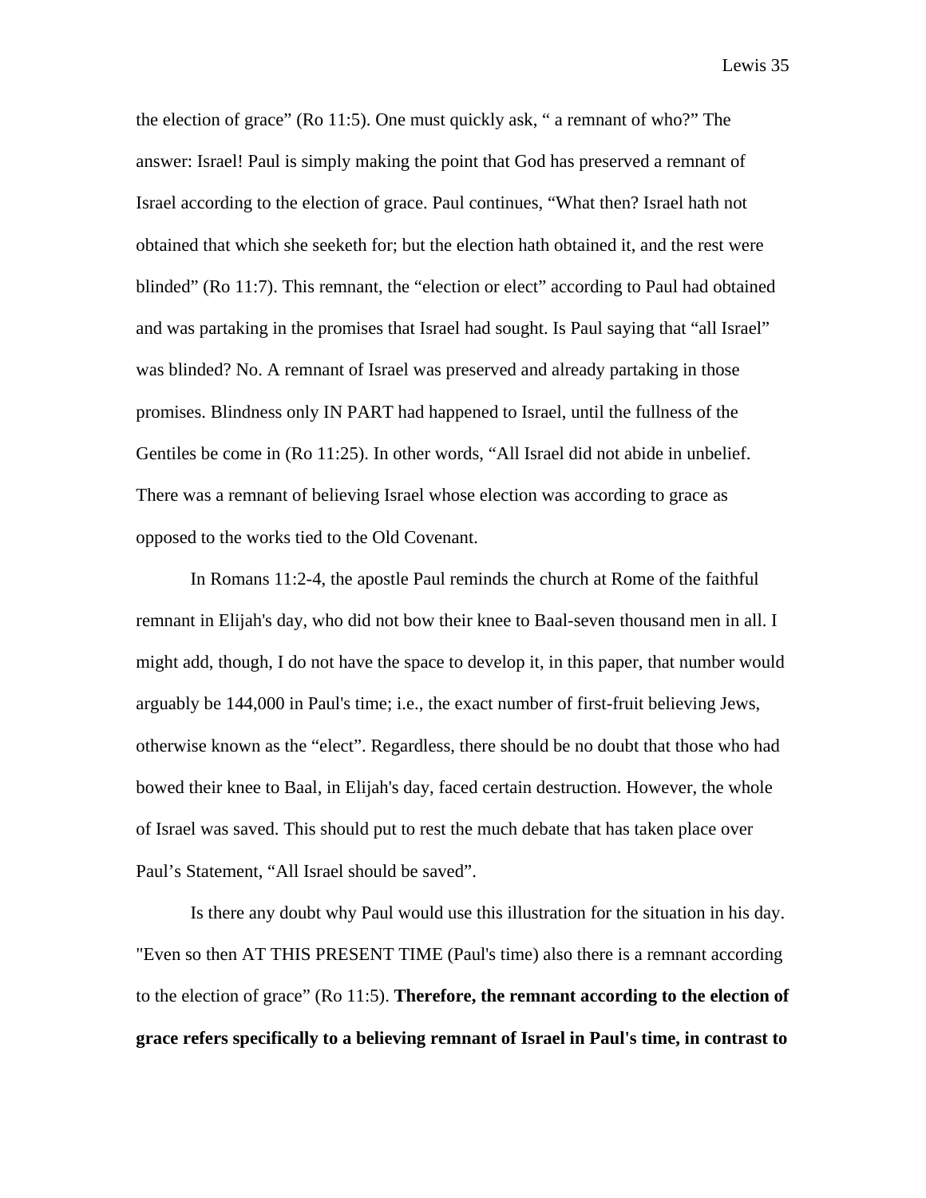the election of grace" (Ro 11:5). One must quickly ask, " a remnant of who?" The answer: Israel! Paul is simply making the point that God has preserved a remnant of Israel according to the election of grace. Paul continues, "What then? Israel hath not obtained that which she seeketh for; but the election hath obtained it, and the rest were blinded" (Ro 11:7). This remnant, the "election or elect" according to Paul had obtained and was partaking in the promises that Israel had sought. Is Paul saying that "all Israel" was blinded? No. A remnant of Israel was preserved and already partaking in those promises. Blindness only IN PART had happened to Israel, until the fullness of the Gentiles be come in (Ro 11:25). In other words, "All Israel did not abide in unbelief. There was a remnant of believing Israel whose election was according to grace as opposed to the works tied to the Old Covenant.

In Romans 11:2-4, the apostle Paul reminds the church at Rome of the faithful remnant in Elijah's day, who did not bow their knee to Baal-seven thousand men in all. I might add, though, I do not have the space to develop it, in this paper, that number would arguably be 144,000 in Paul's time; i.e., the exact number of first-fruit believing Jews, otherwise known as the "elect". Regardless, there should be no doubt that those who had bowed their knee to Baal, in Elijah's day, faced certain destruction. However, the whole of Israel was saved. This should put to rest the much debate that has taken place over Paul's Statement, "All Israel should be saved".

Is there any doubt why Paul would use this illustration for the situation in his day. "Even so then AT THIS PRESENT TIME (Paul's time) also there is a remnant according to the election of grace" (Ro 11:5). **Therefore, the remnant according to the election of grace refers specifically to a believing remnant of Israel in Paul's time, in contrast to**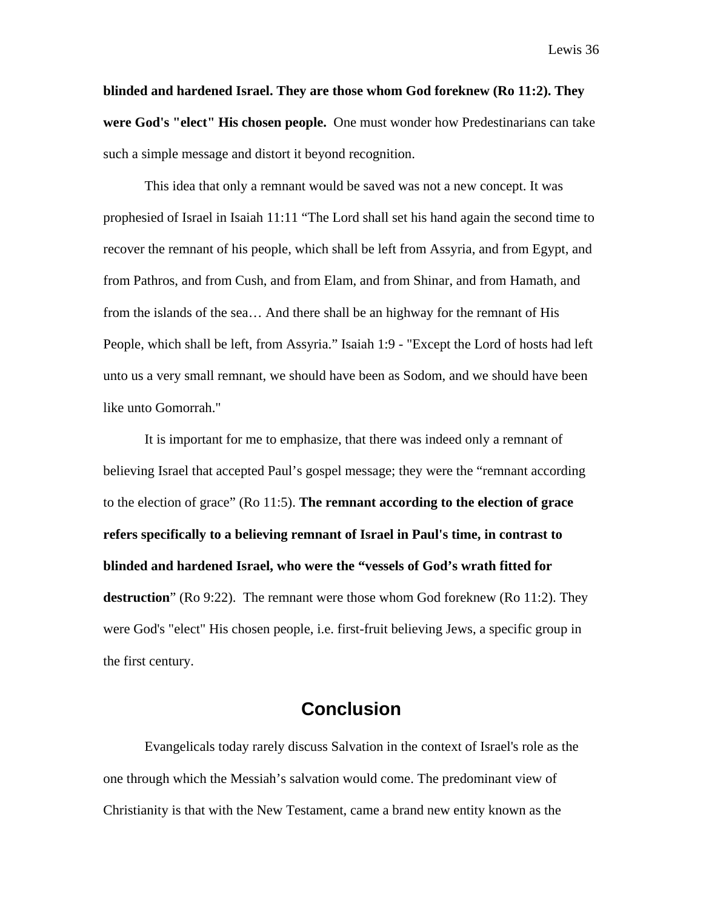**blinded and hardened Israel. They are those whom God foreknew (Ro 11:2). They were God's "elect" His chosen people.** One must wonder how Predestinarians can take such a simple message and distort it beyond recognition.

This idea that only a remnant would be saved was not a new concept. It was prophesied of Israel in Isaiah 11:11 “The Lord shall set his hand again the second time to recover the remnant of his people, which shall be left from Assyria, and from Egypt, and from Pathros, and from Cush, and from Elam, and from Shinar, and from Hamath, and from the islands of the sea… And there shall be an highway for the remnant of His People, which shall be left, from Assyria.” Isaiah 1:9 - "Except the Lord of hosts had left unto us a very small remnant, we should have been as Sodom, and we should have been like unto Gomorrah."

It is important for me to emphasize, that there was indeed only a remnant of believing Israel that accepted Paul’s gospel message; they were the “remnant according to the election of grace” (Ro 11:5). **The remnant according to the election of grace refers specifically to a believing remnant of Israel in Paul's time, in contrast to blinded and hardened Israel, who were the “vessels of God’s wrath fitted for destruction**” (Ro 9:22). The remnant were those whom God foreknew (Ro 11:2). They were God's "elect" His chosen people, i.e. first-fruit believing Jews, a specific group in the first century.

## Conclusion

Evangelicals today rarely discuss Salvation in the context of Israel's role as the one through which the Messiah’s salvation would come. The predominant view of Christianity is that with the New Testament, came a brand new entity known as the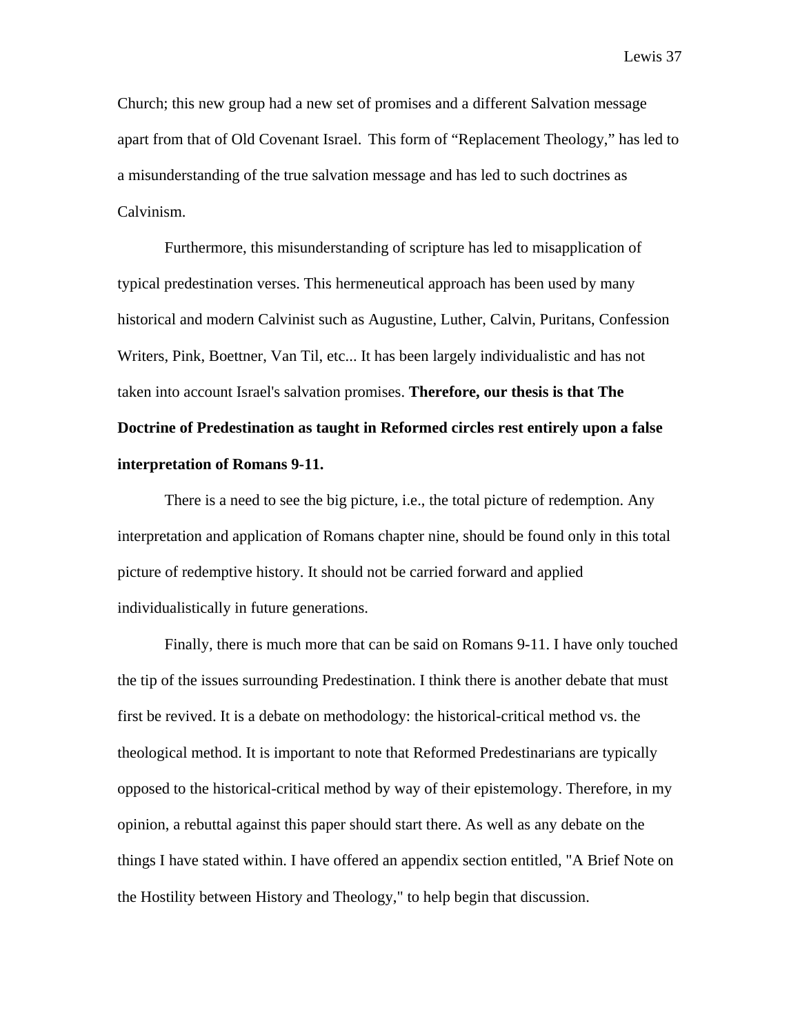Church; this new group had a new set of promises and a different Salvation message apart from that of Old Covenant Israel.  This form of "Replacement Theology," has led to a misunderstanding of the true salvation message and has led to such doctrines as Calvinism.

Furthermore, this misunderstanding of scripture has led to misapplication of typical predestination verses. This hermeneutical approach has been used by many historical and modern Calvinist such as Augustine, Luther, Calvin, Puritans, Confession Writers, Pink, Boettner, Van Til, etc... It has been largely individualistic and has not taken into account Israel's salvation promises. **Therefore, our thesis is that The Doctrine of Predestination as taught in Reformed circles rest entirely upon a false interpretation of Romans 9-11.**

There is a need to see the big picture, i.e., the total picture of redemption. Any interpretation and application of Romans chapter nine, should be found only in this total picture of redemptive history. It should not be carried forward and applied individualistically in future generations.

Finally, there is much more that can be said on Romans 9-11. I have only touched the tip of the issues surrounding Predestination. I think there is another debate that must first be revived. It is a debate on methodology: the historical-critical method vs. the theological method. It is important to note that Reformed Predestinarians are typically opposed to the historical-critical method by way of their epistemology. Therefore, in my opinion, a rebuttal against this paper should start there. As well as any debate on the things I have stated within. I have offered an appendix section entitled, "A Brief Note on the Hostility between History and Theology," to help begin that discussion.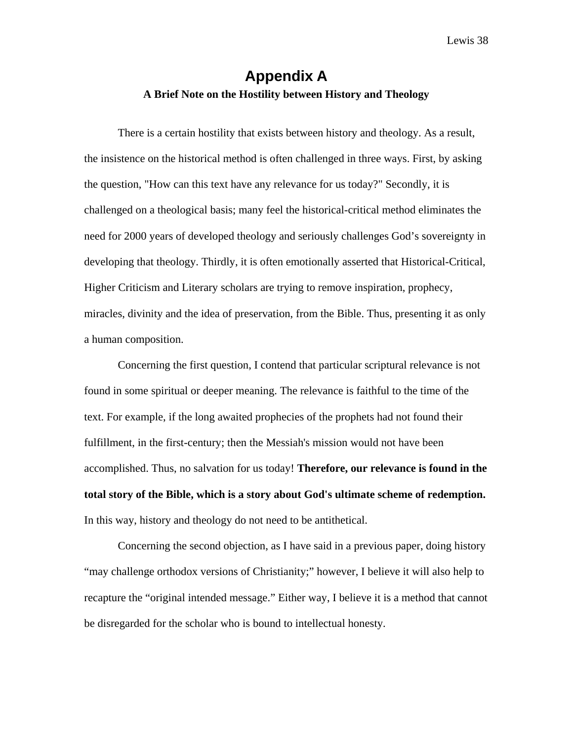# Appendix A

### A Brief Note on the Hostility between History and Theology

There is a certain hostility that exists between history and theology. As a result, the insistence on the historical method is often challenged in three ways. First, by asking the question, "How can this text have any relevance for us today?" Secondly, it is challenged on a theological basis; many feel the historical-critical method eliminates the need for 2000 years of developed theology and seriously challenges God's sovereignty in developing that theology. Thirdly, it is often emotionally asserted that Historical-Critical, Higher Criticism and Literary scholars are trying to remove inspiration, prophecy, miracles, divinity and the idea of preservation, from the Bible. Thus, presenting it as only a human composition.

Concerning the first question, I contend that particular scriptural relevance is not found in some spiritual or deeper meaning. The relevance is faithful to the time of the text. For example, if the long awaited prophecies of the prophets had not found their fulfillment, in the first-century; then the Messiah's mission would not have been accomplished. Thus, no salvation for us today! **Therefore, our relevance is found in the total story of the Bible, which is a story about God's ultimate scheme of redemption.** In this way, history and theology do not need to be antithetical.

Concerning the second objection, as I have said in a previous paper, doing history "may challenge orthodox versions of Christianity;" however, I believe it will also help to recapture the "original intended message." Either way, I believe it is a method that cannot be disregarded for the scholar who is bound to intellectual honesty.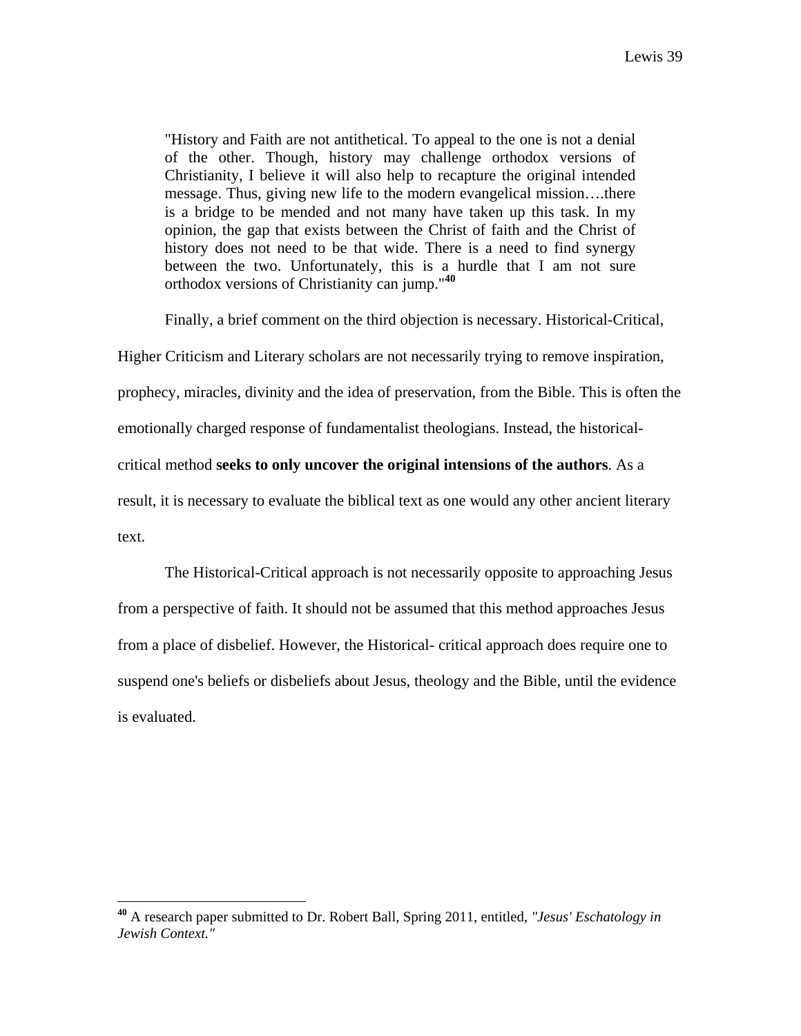> "History and Faith are not antithetical. To appeal to the one is not a denial of the other. Though, history may challenge orthodox versions of Christianity, I believe it will also help to recapture the original intended message. Thus, giving new life to the modern evangelical mission….there is a bridge to be mended and not many have taken up this task. In my opinion, the gap that exists between the Christ of faith and the Christ of history does not need to be that wide. There is a need to find synergy between the two. Unfortunately, this is a hurdle that I am not sure orthodox versions of Christianity can jump."[40]

Finally, a brief comment on the third objection is necessary. Historical-Critical, Higher Criticism and Literary scholars are not necessarily trying to remove inspiration, prophecy, miracles, divinity and the idea of preservation, from the Bible. This is often the emotionally charged response of fundamentalist theologians. Instead, the historical-critical method **seeks to only uncover the original intensions of the authors**. As a result, it is necessary to evaluate the biblical text as one would any other ancient literary text.

The Historical-Critical approach is not necessarily opposite to approaching Jesus from a perspective of faith. It should not be assumed that this method approaches Jesus from a place of disbelief. However, the Historical- critical approach does require one to suspend one's beliefs or disbeliefs about Jesus, theology and the Bible, until the evidence is evaluated.

---

[40] A research paper submitted to Dr. Robert Ball, Spring 2011, entitled, *"Jesus' Eschatology in Jewish Context."*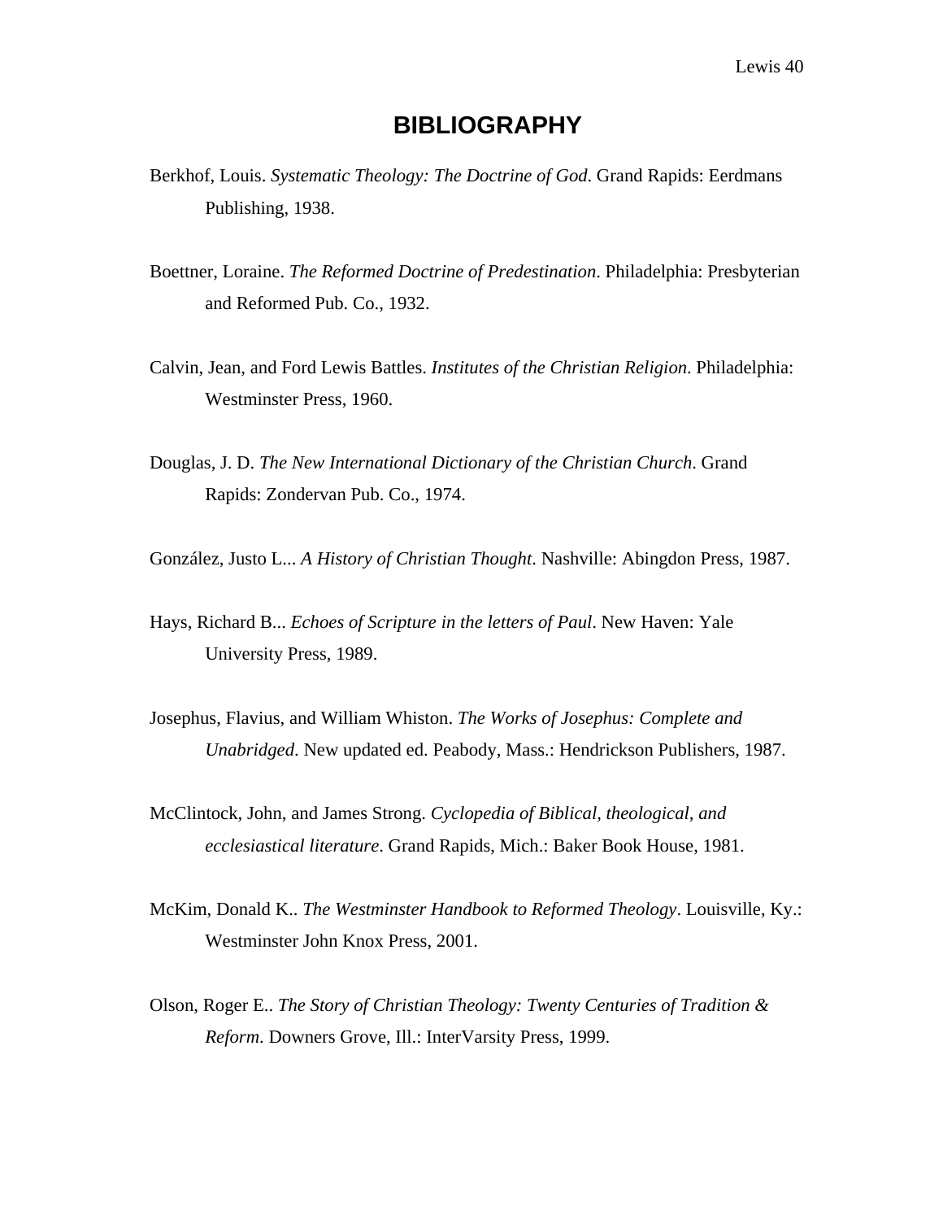# BIBLIOGRAPHY

Berkhof, Louis. *Systematic Theology: The Doctrine of God*. Grand Rapids: Eerdmans Publishing, 1938.

Boettner, Loraine. *The Reformed Doctrine of Predestination*. Philadelphia: Presbyterian and Reformed Pub. Co., 1932.

Calvin, Jean, and Ford Lewis Battles. *Institutes of the Christian Religion*. Philadelphia: Westminster Press, 1960.

Douglas, J. D. *The New International Dictionary of the Christian Church*. Grand Rapids: Zondervan Pub. Co., 1974.

González, Justo L... *A History of Christian Thought*. Nashville: Abingdon Press, 1987.

Hays, Richard B... *Echoes of Scripture in the letters of Paul*. New Haven: Yale University Press, 1989.

Josephus, Flavius, and William Whiston. *The Works of Josephus: Complete and Unabridged*. New updated ed. Peabody, Mass.: Hendrickson Publishers, 1987.

McClintock, John, and James Strong. *Cyclopedia of Biblical, theological, and ecclesiastical literature*. Grand Rapids, Mich.: Baker Book House, 1981.

McKim, Donald K.. *The Westminster Handbook to Reformed Theology*. Louisville, Ky.: Westminster John Knox Press, 2001.

Olson, Roger E.. *The Story of Christian Theology: Twenty Centuries of Tradition & Reform*. Downers Grove, Ill.: InterVarsity Press, 1999.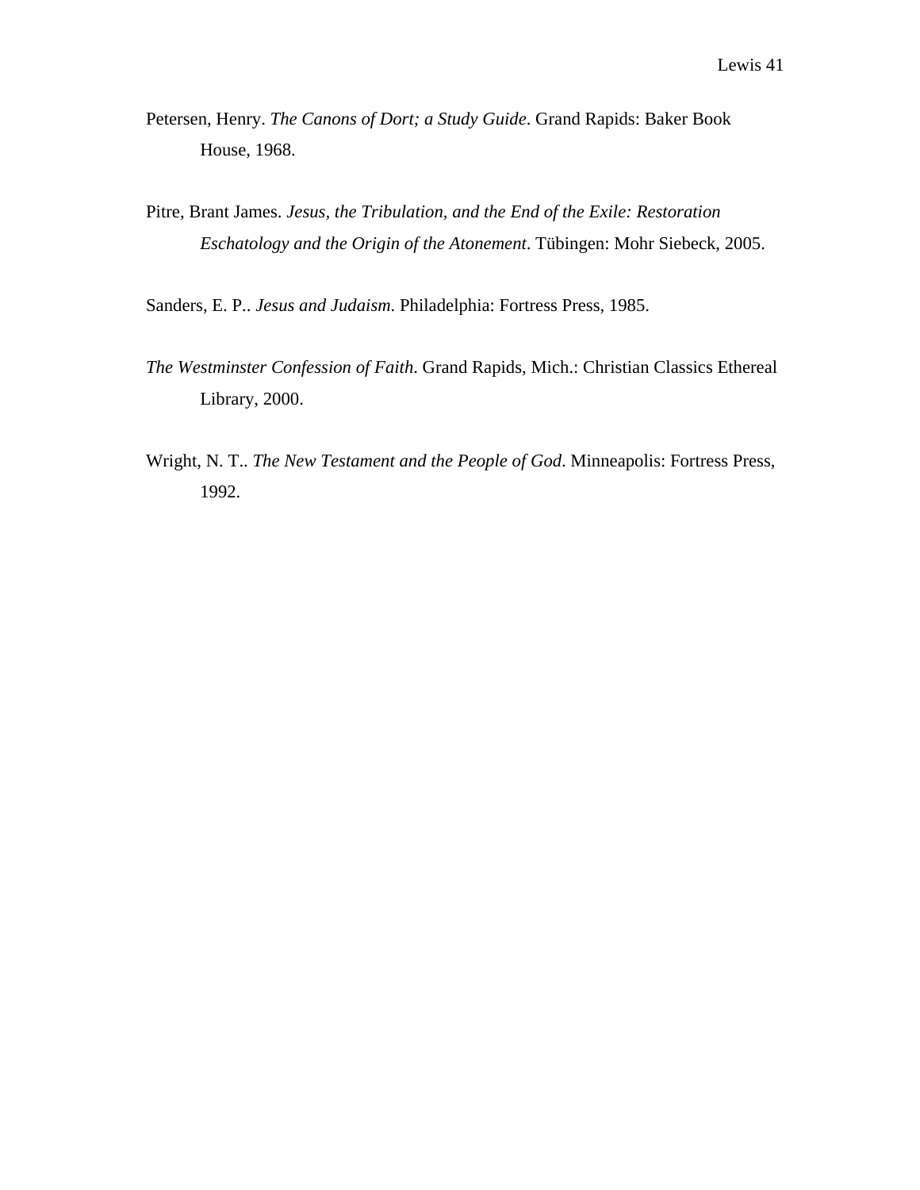Petersen, Henry. *The Canons of Dort; a Study Guide*. Grand Rapids: Baker Book House, 1968.

Pitre, Brant James. *Jesus, the Tribulation, and the End of the Exile: Restoration Eschatology and the Origin of the Atonement*. Tübingen: Mohr Siebeck, 2005.

Sanders, E. P.. *Jesus and Judaism*. Philadelphia: Fortress Press, 1985.

*The Westminster Confession of Faith*. Grand Rapids, Mich.: Christian Classics Ethereal Library, 2000.

Wright, N. T.. *The New Testament and the People of God*. Minneapolis: Fortress Press, 1992.